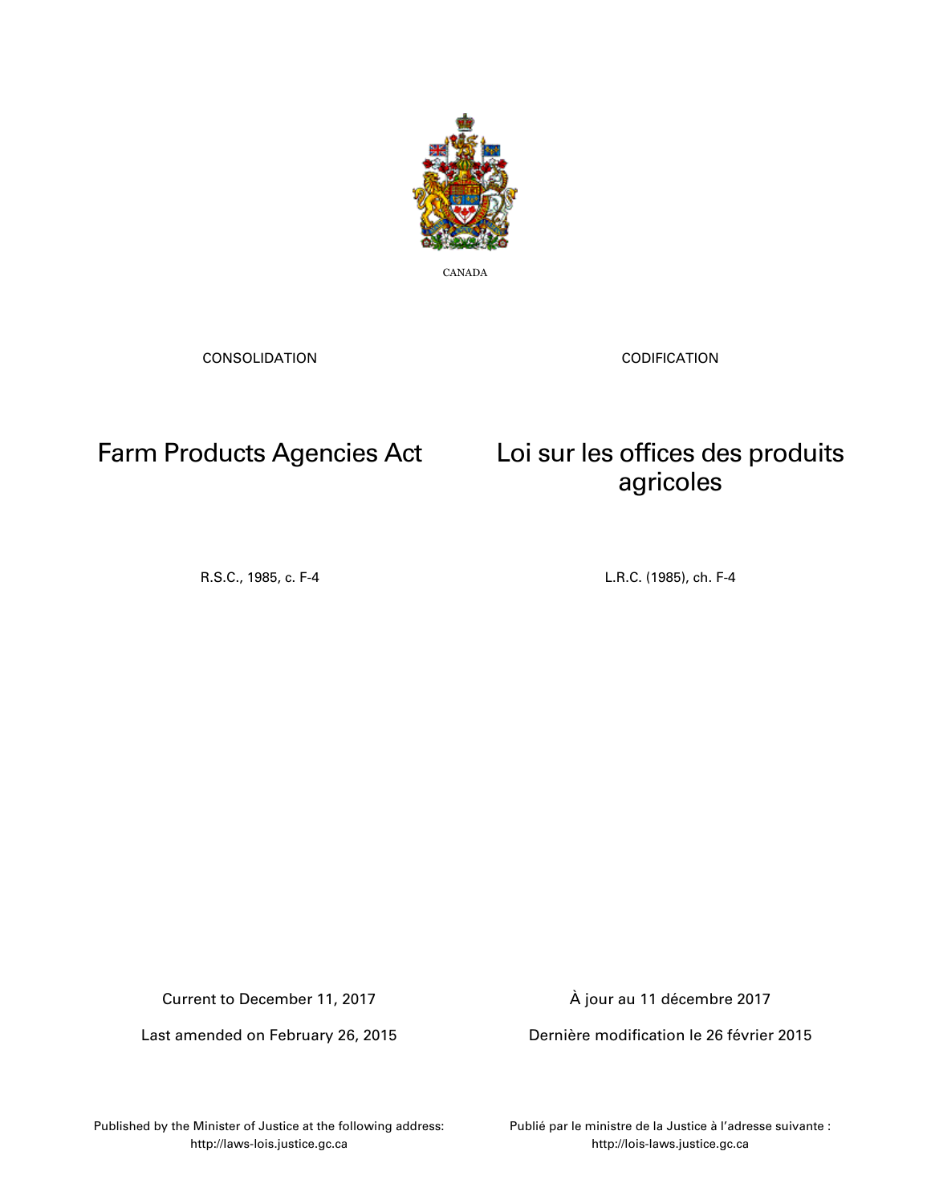CANADA

CONSOLIDATION

CODIFICATION

# Farm Products Agencies Act

# Loi sur les offices des produits agricoles

R.S.C., 1985, c. F-4

L.R.C. (1985), ch. F-4

Current to December 11, 2017

Last amended on February 26, 2015

À jour au 11 décembre 2017

Dernière modification le 26 février 2015

Published by the Minister of Justice at the following address:
http://laws-lois.justice.gc.ca

Publié par le ministre de la Justice à l'adresse suivante :
http://lois-laws.justice.gc.ca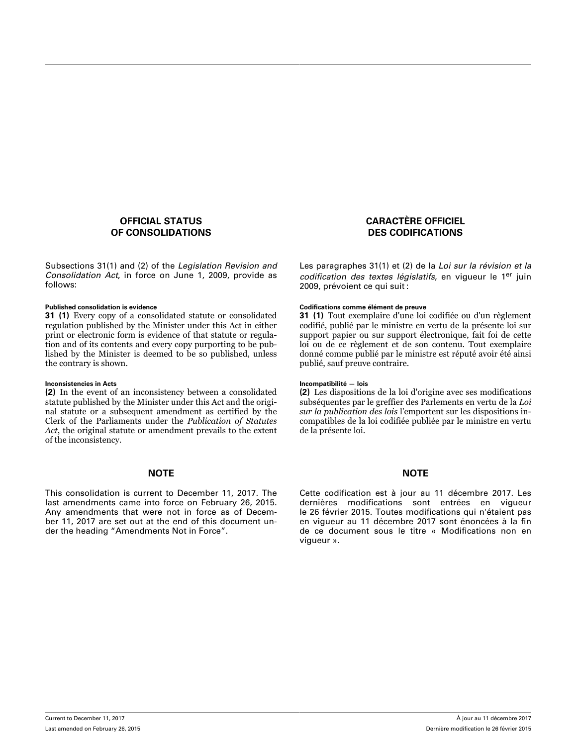## OFFICIAL STATUS OF CONSOLIDATIONS

Subsections 31(1) and (2) of the *Legislation Revision and Consolidation Act*, in force on June 1, 2009, provide as follows:

**Published consolidation is evidence**

**31 (1)** Every copy of a consolidated statute or consolidated regulation published by the Minister under this Act in either print or electronic form is evidence of that statute or regulation and of its contents and every copy purporting to be published by the Minister is deemed to be so published, unless the contrary is shown.

**Inconsistencies in Acts**

**(2)** In the event of an inconsistency between a consolidated statute published by the Minister under this Act and the original statute or a subsequent amendment as certified by the Clerk of the Parliaments under the *Publication of Statutes Act*, the original statute or amendment prevails to the extent of the inconsistency.

## NOTE

This consolidation is current to December 11, 2017. The last amendments came into force on February 26, 2015. Any amendments that were not in force as of December 11, 2017 are set out at the end of this document under the heading "Amendments Not in Force".

## CARACTÈRE OFFICIEL DES CODIFICATIONS

Les paragraphes 31(1) et (2) de la *Loi sur la révision et la codification des textes législatifs*, en vigueur le 1er juin 2009, prévoient ce qui suit :

**Codifications comme élément de preuve**

**31 (1)** Tout exemplaire d'une loi codifiée ou d'un règlement codifié, publié par le ministre en vertu de la présente loi sur support papier ou sur support électronique, fait foi de cette loi ou de ce règlement et de son contenu. Tout exemplaire donné comme publié par le ministre est réputé avoir été ainsi publié, sauf preuve contraire.

**Incompatibilité — lois**

**(2)** Les dispositions de la loi d'origine avec ses modifications subséquentes par le greffier des Parlements en vertu de la *Loi sur la publication des lois* l'emportent sur les dispositions incompatibles de la loi codifiée publiée par le ministre en vertu de la présente loi.

## NOTE

Cette codification est à jour au 11 décembre 2017. Les dernières modifications sont entrées en vigueur le 26 février 2015. Toutes modifications qui n'étaient pas en vigueur au 11 décembre 2017 sont énoncées à la fin de ce document sous le titre « Modifications non en vigueur ».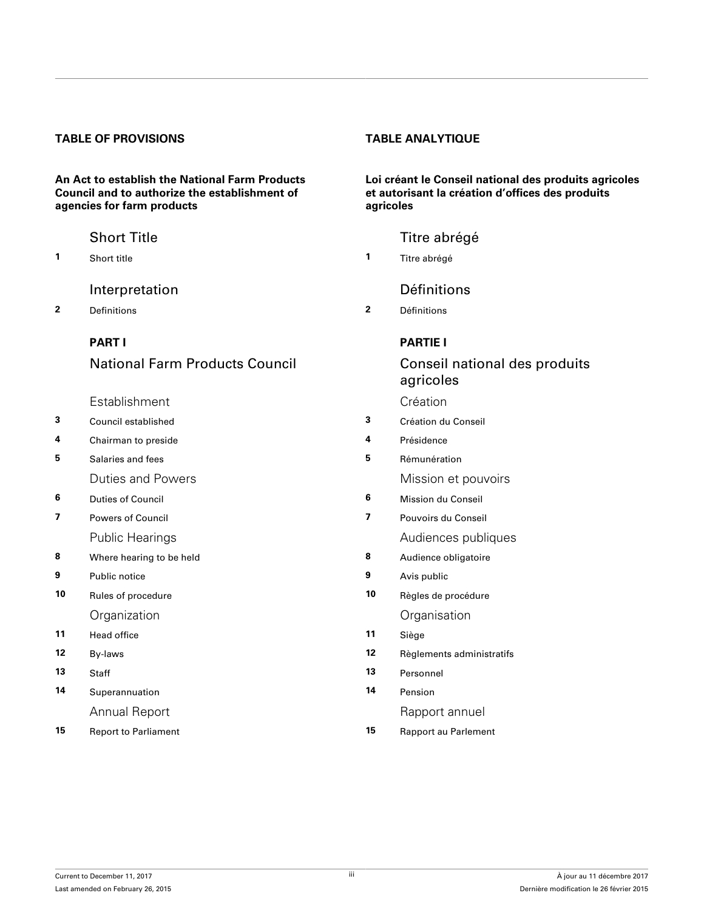## TABLE OF PROVISIONS

**An Act to establish the National Farm Products Council and to authorize the establishment of agencies for farm products**

### Short Title

**1** Short title

### Interpretation

**2** Definitions

### PART I

### National Farm Products Council

#### Establishment

**3** Council established

**4** Chairman to preside

**5** Salaries and fees

#### Duties and Powers

**6** Duties of Council

**7** Powers of Council

#### Public Hearings

**8** Where hearing to be held

**9** Public notice

**10** Rules of procedure

#### Organization

**11** Head office

**12** By-laws

**13** Staff

**14** Superannuation

#### Annual Report

**15** Report to Parliament

## TABLE ANALYTIQUE

**Loi créant le Conseil national des produits agricoles et autorisant la création d’offices des produits agricoles**

### Titre abrégé

**1** Titre abrégé

### Définitions

**2** Définitions

### PARTIE I

### Conseil national des produits agricoles

#### Création

**3** Création du Conseil

**4** Présidence

**5** Rémunération

#### Mission et pouvoirs

**6** Mission du Conseil

**7** Pouvoirs du Conseil

#### Audiences publiques

**8** Audience obligatoire

**9** Avis public

**10** Règles de procédure

#### Organisation

**11** Siège

**12** Règlements administratifs

**13** Personnel

**14** Pension

#### Rapport annuel

**15** Rapport au Parlement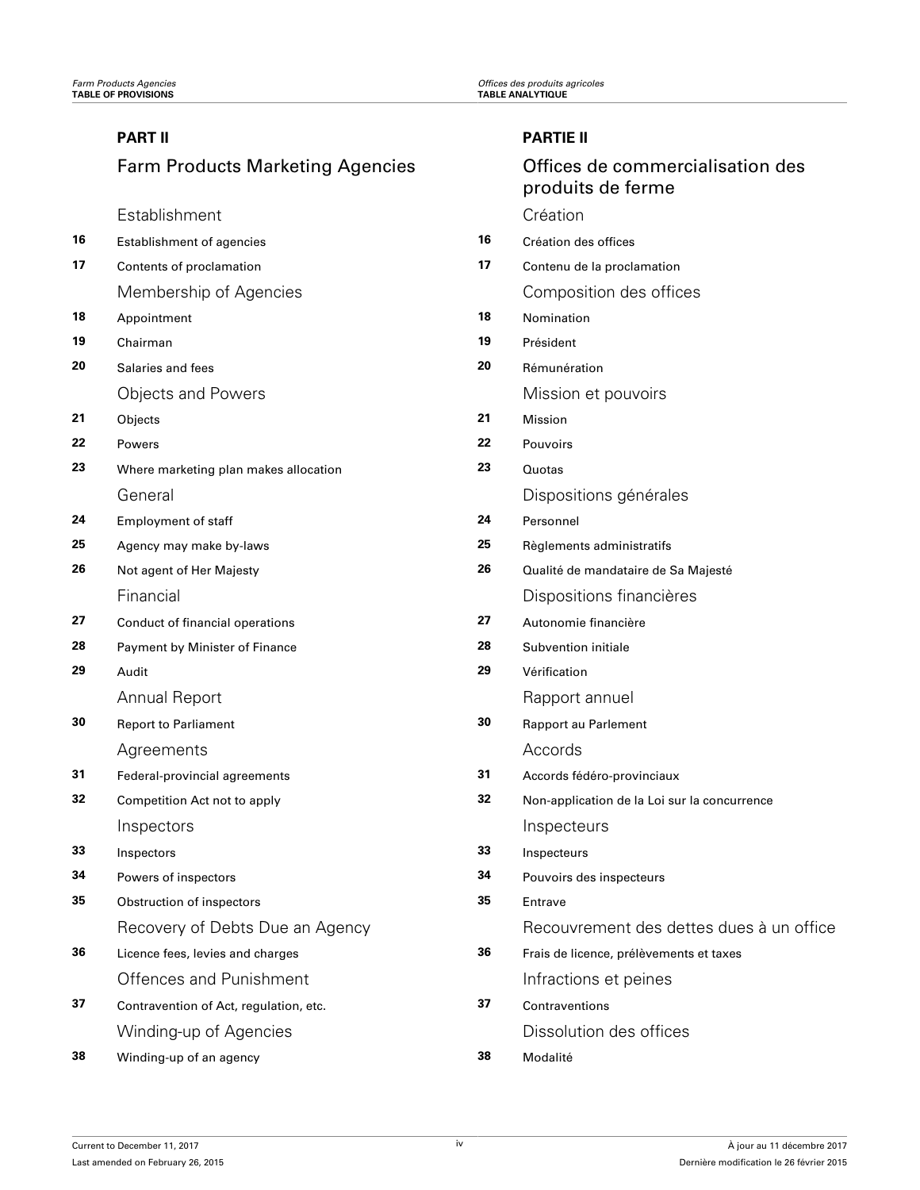## PART II

## Farm Products Marketing Agencies

### Establishment

**16** Establishment of agencies

**17** Contents of proclamation

### Membership of Agencies

**18** Appointment

**19** Chairman

**20** Salaries and fees

### Objects and Powers

**21** Objects

**22** Powers

**23** Where marketing plan makes allocation

### General

**24** Employment of staff

**25** Agency may make by-laws

**26** Not agent of Her Majesty

### Financial

**27** Conduct of financial operations

**28** Payment by Minister of Finance

**29** Audit

### Annual Report

**30** Report to Parliament

### Agreements

**31** Federal-provincial agreements

**32** Competition Act not to apply

### Inspectors

**33** Inspectors

**34** Powers of inspectors

**35** Obstruction of inspectors

### Recovery of Debts Due an Agency

**36** Licence fees, levies and charges

### Offences and Punishment

**37** Contravention of Act, regulation, etc.

### Winding-up of Agencies

**38** Winding-up of an agency

## PARTIE II

## Offices de commercialisation des produits de ferme

### Création

**16** Création des offices

**17** Contenu de la proclamation

### Composition des offices

**18** Nomination

**19** Président

**20** Rémunération

### Mission et pouvoirs

**21** Mission

**22** Pouvoirs

**23** Quotas

### Dispositions générales

**24** Personnel

**25** Règlements administratifs

**26** Qualité de mandataire de Sa Majesté

### Dispositions financières

**27** Autonomie financière

**28** Subvention initiale

**29** Vérification

### Rapport annuel

**30** Rapport au Parlement

### Accords

**31** Accords fédéro-provinciaux

**32** Non-application de la Loi sur la concurrence

### Inspecteurs

**33** Inspecteurs

**34** Pouvoirs des inspecteurs

**35** Entrave

### Recouvrement des dettes dues à un office

**36** Frais de licence, prélèvements et taxes

### Infractions et peines

**37** Contraventions

### Dissolution des offices

**38** Modalité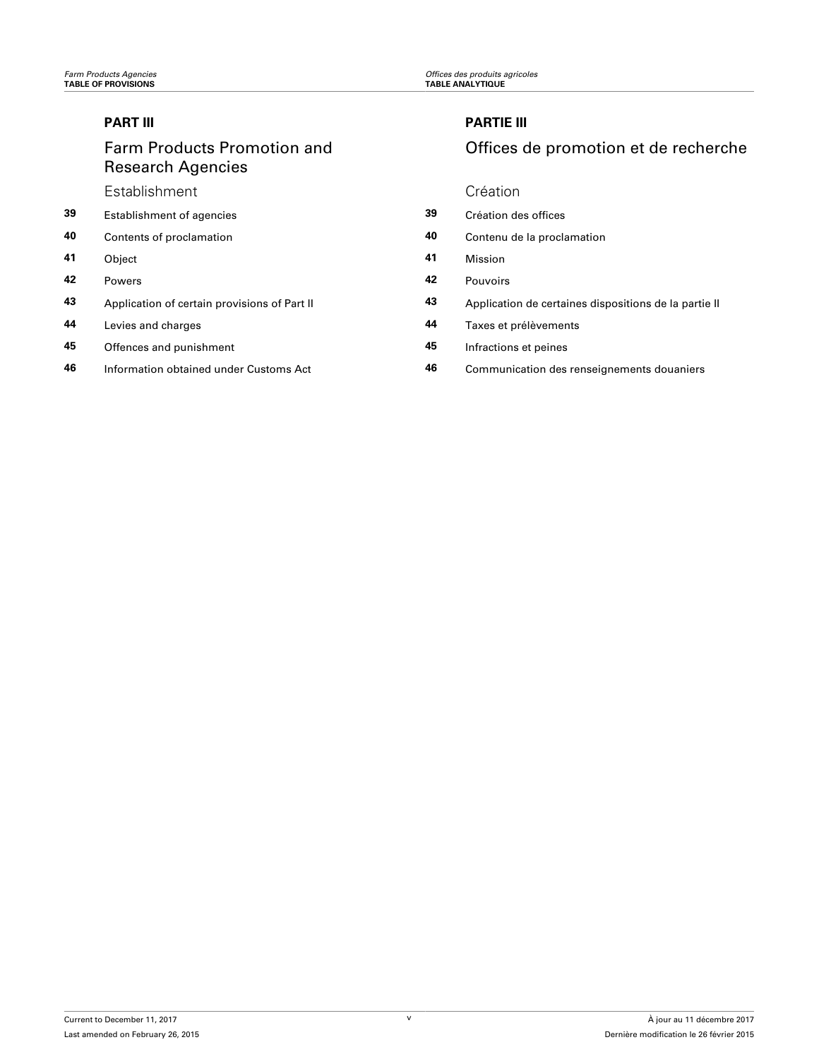## PART III

### Farm Products Promotion and Research Agencies

#### Establishment

**39** Establishment of agencies

**40** Contents of proclamation

**41** Object

**42** Powers

**43** Application of certain provisions of Part II

**44** Levies and charges

**45** Offences and punishment

**46** Information obtained under Customs Act

## PARTIE III

### Offices de promotion et de recherche

#### Création

**39** Création des offices

**40** Contenu de la proclamation

**41** Mission

**42** Pouvoirs

**43** Application de certaines dispositions de la partie II

**44** Taxes et prélèvements

**45** Infractions et peines

**46** Communication des renseignements douaniers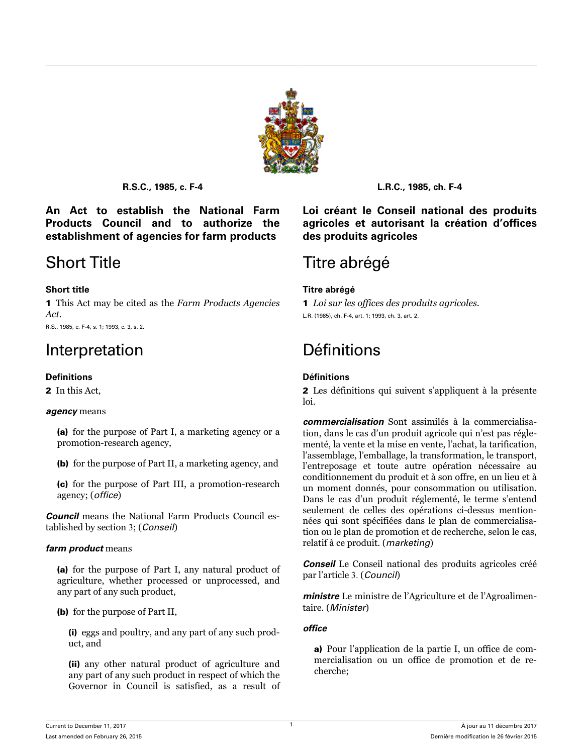R.S.C., 1985, c. F-4

# An Act to establish the National Farm Products Council and to authorize the establishment of agencies for farm products

## Short Title

### Short title

**1** This Act may be cited as the *Farm Products Agencies Act*.

R.S., 1985, c. F-4, s. 1; 1993, c. 3, s. 2.

## Interpretation

### Definitions

**2** In this Act,

***agency*** means

**(a)** for the purpose of Part I, a marketing agency or a promotion-research agency,

**(b)** for the purpose of Part II, a marketing agency, and

**(c)** for the purpose of Part III, a promotion-research agency; (*office*)

***Council*** means the National Farm Products Council established by section 3; (*Conseil*)

***farm product*** means

**(a)** for the purpose of Part I, any natural product of agriculture, whether processed or unprocessed, and any part of any such product,

**(b)** for the purpose of Part II,

**(i)** eggs and poultry, and any part of any such product, and

**(ii)** any other natural product of agriculture and any part of any such product in respect of which the Governor in Council is satisfied, as a result of

L.R.C., 1985, ch. F-4

# Loi créant le Conseil national des produits agricoles et autorisant la création d'offices des produits agricoles

## Titre abrégé

### Titre abrégé

**1** *Loi sur les offices des produits agricoles*.

L.R. (1985), ch. F-4, art. 1; 1993, ch. 3, art. 2.

## Définitions

### Définitions

**2** Les définitions qui suivent s'appliquent à la présente loi.

***commercialisation*** Sont assimilés à la commercialisation, dans le cas d'un produit agricole qui n'est pas réglementé, la vente et la mise en vente, l'achat, la tarification, l'assemblage, l'emballage, la transformation, le transport, l'entreposage et toute autre opération nécessaire au conditionnement du produit et à son offre, en un lieu et à un moment donnés, pour consommation ou utilisation. Dans le cas d'un produit réglementé, le terme s'entend seulement de celles des opérations ci-dessus mentionnées qui sont spécifiées dans le plan de commercialisation ou le plan de promotion et de recherche, selon le cas, relatif à ce produit. (*marketing*)

***Conseil*** Le Conseil national des produits agricoles créé par l'article 3. (*Council*)

***ministre*** Le ministre de l'Agriculture et de l'Agroalimentaire. (*Minister*)

***office***

**a)** Pour l'application de la partie I, un office de commercialisation ou un office de promotion et de recherche;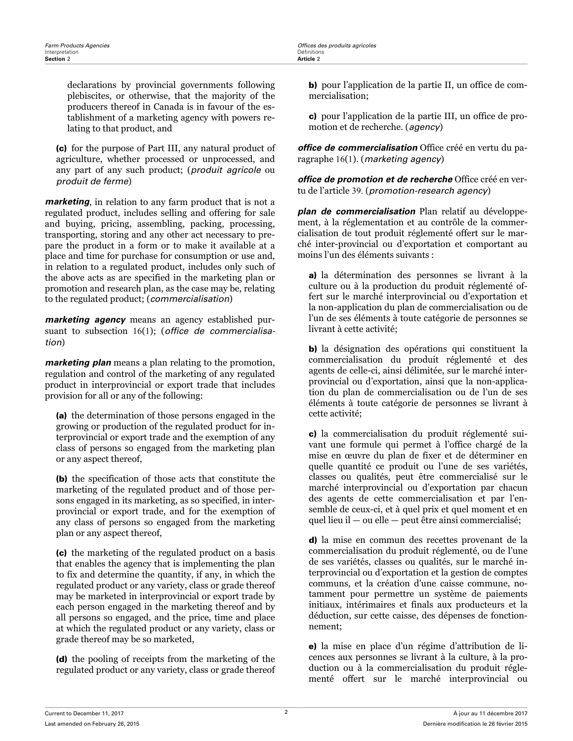declarations by provincial governments following plebiscites, or otherwise, that the majority of the producers thereof in Canada is in favour of the establishment of a marketing agency with powers relating to that product, and

**(c)** for the purpose of Part III, any natural product of agriculture, whether processed or unprocessed, and any part of any such product; (*produit agricole* ou *produit de ferme*)

***marketing***, in relation to any farm product that is not a regulated product, includes selling and offering for sale and buying, pricing, assembling, packing, processing, transporting, storing and any other act necessary to prepare the product in a form or to make it available at a place and time for purchase for consumption or use and, in relation to a regulated product, includes only such of the above acts as are specified in the marketing plan or promotion and research plan, as the case may be, relating to the regulated product; (*commercialisation*)

***marketing agency*** means an agency established pursuant to subsection 16(1); (*office de commercialisation*)

***marketing plan*** means a plan relating to the promotion, regulation and control of the marketing of any regulated product in interprovincial or export trade that includes provision for all or any of the following:

**(a)** the determination of those persons engaged in the growing or production of the regulated product for interprovincial or export trade and the exemption of any class of persons so engaged from the marketing plan or any aspect thereof,

**(b)** the specification of those acts that constitute the marketing of the regulated product and of those persons engaged in its marketing, as so specified, in interprovincial or export trade, and for the exemption of any class of persons so engaged from the marketing plan or any aspect thereof,

**(c)** the marketing of the regulated product on a basis that enables the agency that is implementing the plan to fix and determine the quantity, if any, in which the regulated product or any variety, class or grade thereof may be marketed in interprovincial or export trade by each person engaged in the marketing thereof and by all persons so engaged, and the price, time and place at which the regulated product or any variety, class or grade thereof may be so marketed,

**(d)** the pooling of receipts from the marketing of the regulated product or any variety, class or grade thereof

**b)** pour l'application de la partie II, un office de commercialisation;

**c)** pour l'application de la partie III, un office de promotion et de recherche. (*agency*)

***office de commercialisation*** Office créé en vertu du paragraphe 16(1). (*marketing agency*)

***office de promotion et de recherche*** Office créé en vertu de l'article 39. (*promotion-research agency*)

***plan de commercialisation*** Plan relatif au développement, à la réglementation et au contrôle de la commercialisation de tout produit réglementé offert sur le marché inter-provincial ou d'exportation et comportant au moins l'un des éléments suivants :

**a)** la détermination des personnes se livrant à la culture ou à la production du produit réglementé offert sur le marché interprovincial ou d'exportation et la non-application du plan de commercialisation ou de l'un de ses éléments à toute catégorie de personnes se livrant à cette activité;

**b)** la désignation des opérations qui constituent la commercialisation du produit réglementé et des agents de celle-ci, ainsi délimitée, sur le marché interprovincial ou d'exportation, ainsi que la non-application du plan de commercialisation ou de l'un de ses éléments à toute catégorie de personnes se livrant à cette activité;

**c)** la commercialisation du produit réglementé suivant une formule qui permet à l'office chargé de la mise en œuvre du plan de fixer et de déterminer en quelle quantité ce produit ou l'une de ses variétés, classes ou qualités, peut être commercialisé sur le marché interprovincial ou d'exportation par chacun des agents de cette commercialisation et par l'ensemble de ceux-ci, et à quel prix et quel moment et en quel lieu il — ou elle — peut être ainsi commercialisé;

**d)** la mise en commun des recettes provenant de la commercialisation du produit réglementé, ou de l'une de ses variétés, classes ou qualités, sur le marché interprovincial ou d'exportation et la gestion de comptes communs, et la création d'une caisse commune, notamment pour permettre un système de paiements initiaux, intérimaires et finals aux producteurs et la déduction, sur cette caisse, des dépenses de fonctionnement;

**e)** la mise en place d'un régime d'attribution de licences aux personnes se livrant à la culture, à la production ou à la commercialisation du produit réglementé offert sur le marché interprovincial ou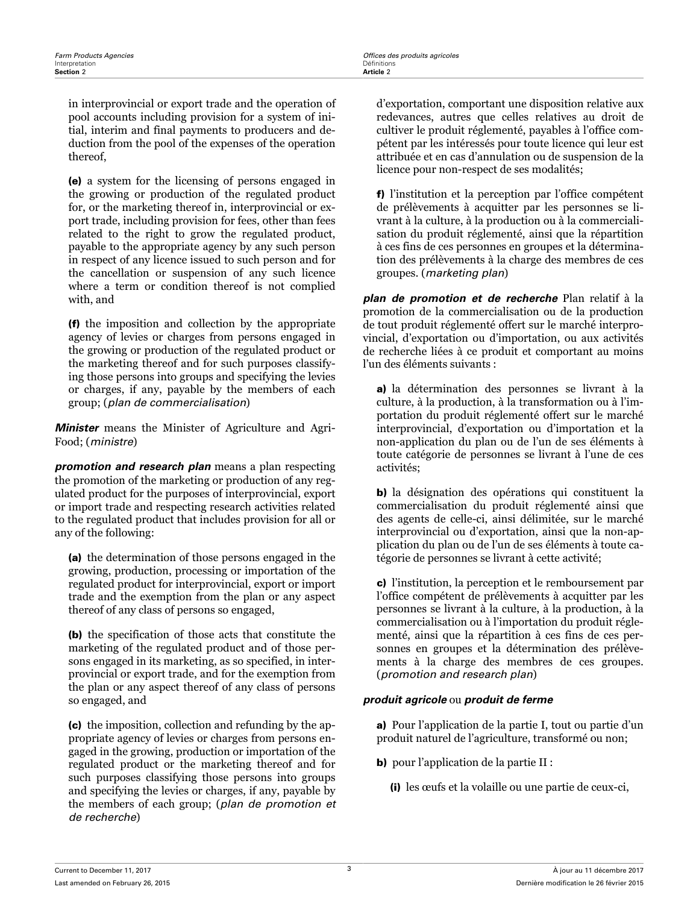in interprovincial or export trade and the operation of pool accounts including provision for a system of initial, interim and final payments to producers and deduction from the pool of the expenses of the operation thereof,

**(e)** a system for the licensing of persons engaged in the growing or production of the regulated product for, or the marketing thereof in, interprovincial or export trade, including provision for fees, other than fees related to the right to grow the regulated product, payable to the appropriate agency by any such person in respect of any licence issued to such person and for the cancellation or suspension of any such licence where a term or condition thereof is not complied with, and

**(f)** the imposition and collection by the appropriate agency of levies or charges from persons engaged in the growing or production of the regulated product or the marketing thereof and for such purposes classifying those persons into groups and specifying the levies or charges, if any, payable by the members of each group; (*plan de commercialisation*)

***Minister*** means the Minister of Agriculture and Agri-Food; (*ministre*)

***promotion and research plan*** means a plan respecting the promotion of the marketing or production of any regulated product for the purposes of interprovincial, export or import trade and respecting research activities related to the regulated product that includes provision for all or any of the following:

**(a)** the determination of those persons engaged in the growing, production, processing or importation of the regulated product for interprovincial, export or import trade and the exemption from the plan or any aspect thereof of any class of persons so engaged,

**(b)** the specification of those acts that constitute the marketing of the regulated product and of those persons engaged in its marketing, as so specified, in interprovincial or export trade, and for the exemption from the plan or any aspect thereof of any class of persons so engaged, and

**(c)** the imposition, collection and refunding by the appropriate agency of levies or charges from persons engaged in the growing, production or importation of the regulated product or the marketing thereof and for such purposes classifying those persons into groups and specifying the levies or charges, if any, payable by the members of each group; (*plan de promotion et de recherche*)

d'exportation, comportant une disposition relative aux redevances, autres que celles relatives au droit de cultiver le produit réglementé, payables à l'office compétent par les intéressés pour toute licence qui leur est attribuée et en cas d'annulation ou de suspension de la licence pour non-respect de ses modalités;

**f)** l'institution et la perception par l'office compétent de prélèvements à acquitter par les personnes se livrant à la culture, à la production ou à la commercialisation du produit réglementé, ainsi que la répartition à ces fins de ces personnes en groupes et la détermination des prélèvements à la charge des membres de ces groupes. (*marketing plan*)

***plan de promotion et de recherche*** Plan relatif à la promotion de la commercialisation ou de la production de tout produit réglementé offert sur le marché interprovincial, d'exportation ou d'importation, ou aux activités de recherche liées à ce produit et comportant au moins l'un des éléments suivants :

**a)** la détermination des personnes se livrant à la culture, à la production, à la transformation ou à l'importation du produit réglementé offert sur le marché interprovincial, d'exportation ou d'importation et la non-application du plan ou de l'un de ses éléments à toute catégorie de personnes se livrant à l'une de ces activités;

**b)** la désignation des opérations qui constituent la commercialisation du produit réglementé ainsi que des agents de celle-ci, ainsi délimitée, sur le marché interprovincial ou d'exportation, ainsi que la non-application du plan ou de l'un de ses éléments à toute catégorie de personnes se livrant à cette activité;

**c)** l'institution, la perception et le remboursement par l'office compétent de prélèvements à acquitter par les personnes se livrant à la culture, à la production, à la commercialisation ou à l'importation du produit réglementé, ainsi que la répartition à ces fins de ces personnes en groupes et la détermination des prélèvements à la charge des membres de ces groupes. (*promotion and research plan*)

***produit agricole*** ou ***produit de ferme***

**a)** Pour l'application de la partie I, tout ou partie d'un produit naturel de l'agriculture, transformé ou non;

**b)** pour l'application de la partie II :

**(i)** les œufs et la volaille ou une partie de ceux-ci,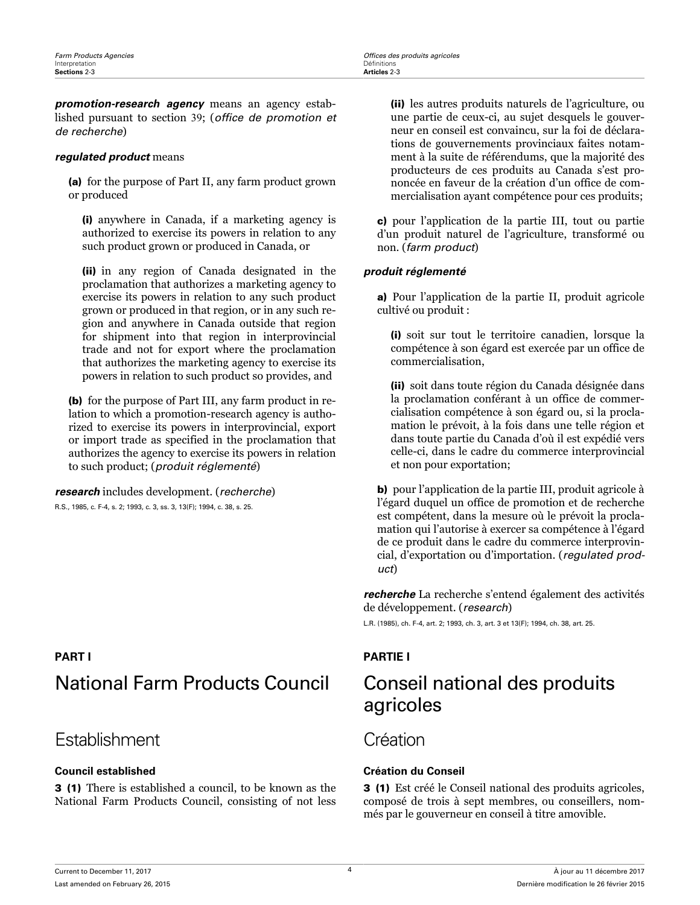***promotion-research agency*** means an agency established pursuant to section 39; (*office de promotion et de recherche*)

***regulated product*** means

**(a)** for the purpose of Part II, any farm product grown or produced

**(i)** anywhere in Canada, if a marketing agency is authorized to exercise its powers in relation to any such product grown or produced in Canada, or

**(ii)** in any region of Canada designated in the proclamation that authorizes a marketing agency to exercise its powers in relation to any such product grown or produced in that region, or in any such region and anywhere in Canada outside that region for shipment into that region in interprovincial trade and not for export where the proclamation that authorizes the marketing agency to exercise its powers in relation to such product so provides, and

**(b)** for the purpose of Part III, any farm product in relation to which a promotion-research agency is authorized to exercise its powers in interprovincial, export or import trade as specified in the proclamation that authorizes the agency to exercise its powers in relation to such product; (*produit réglementé*)

***research*** includes development. (*recherche*)

R.S., 1985, c. F-4, s. 2; 1993, c. 3, ss. 3, 13(F); 1994, c. 38, s. 25.

**(ii)** les autres produits naturels de l'agriculture, ou une partie de ceux-ci, au sujet desquels le gouverneur en conseil est convaincu, sur la foi de déclarations de gouvernements provinciaux faites notamment à la suite de référendums, que la majorité des producteurs de ces produits au Canada s'est prononcée en faveur de la création d'un office de commercialisation ayant compétence pour ces produits;

**c)** pour l'application de la partie III, tout ou partie d'un produit naturel de l'agriculture, transformé ou non. (*farm product*)

***produit réglementé***

**a)** Pour l'application de la partie II, produit agricole cultivé ou produit :

**(i)** soit sur tout le territoire canadien, lorsque la compétence à son égard est exercée par un office de commercialisation,

**(ii)** soit dans toute région du Canada désignée dans la proclamation conférant à un office de commercialisation compétence à son égard ou, si la proclamation le prévoit, à la fois dans une telle région et dans toute partie du Canada d'où il est expédié vers celle-ci, dans le cadre du commerce interprovincial et non pour exportation;

**b)** pour l'application de la partie III, produit agricole à l'égard duquel un office de promotion et de recherche est compétent, dans la mesure où le prévoit la proclamation qui l'autorise à exercer sa compétence à l'égard de ce produit dans le cadre du commerce interprovincial, d'exportation ou d'importation. (*regulated product*)

***recherche*** La recherche s'entend également des activités de développement. (*research*)

L.R. (1985), ch. F-4, art. 2; 1993, ch. 3, art. 3 et 13(F); 1994, ch. 38, art. 25.

**PART I**

# National Farm Products Council

## Establishment

### Council established

**3 (1)** There is established a council, to be known as the National Farm Products Council, consisting of not less

**PARTIE I**

# Conseil national des produits agricoles

## Création

### Création du Conseil

**3 (1)** Est créé le Conseil national des produits agricoles, composé de trois à sept membres, ou conseillers, nommés par le gouverneur en conseil à titre amovible.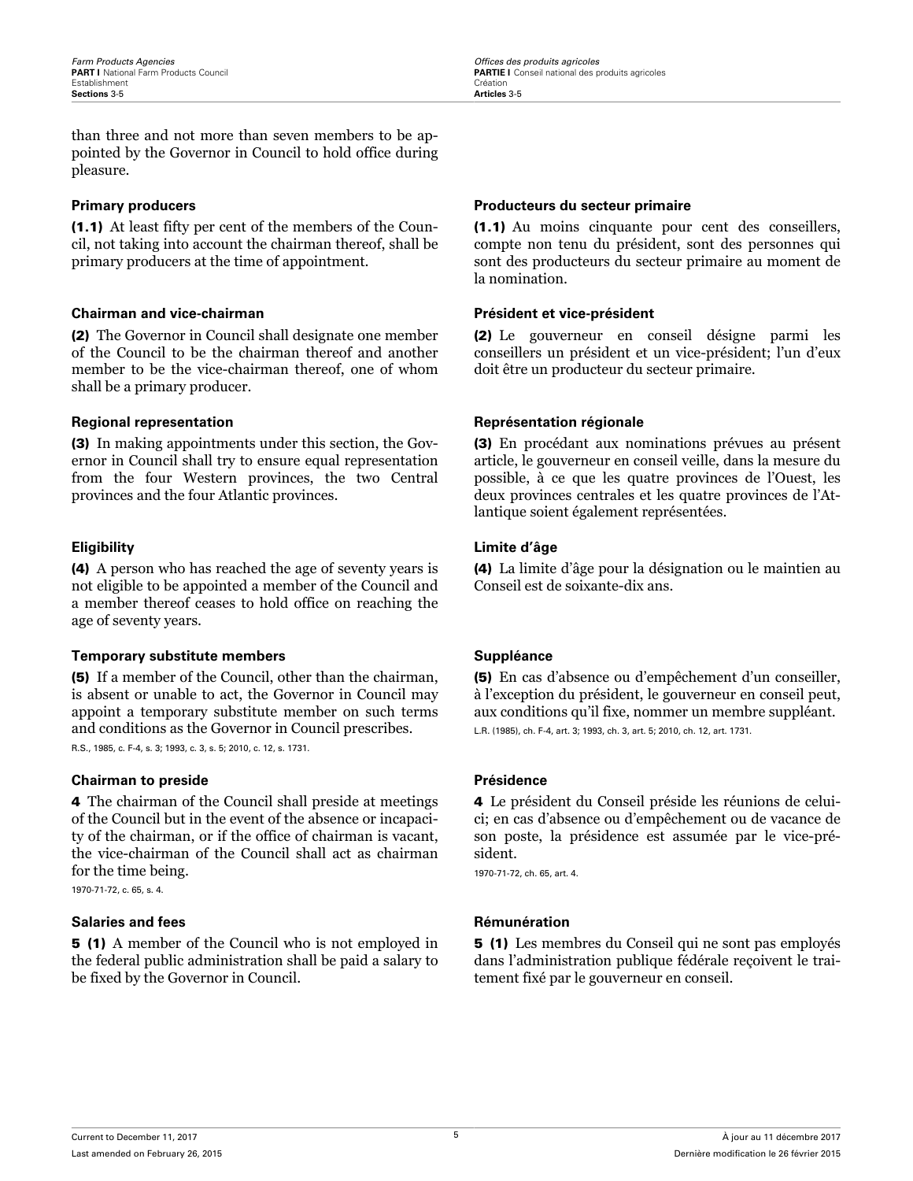than three and not more than seven members to be appointed by the Governor in Council to hold office during pleasure.

**Primary producers**

**(1.1)** At least fifty per cent of the members of the Council, not taking into account the chairman thereof, shall be primary producers at the time of appointment.

**Chairman and vice-chairman**

**(2)** The Governor in Council shall designate one member of the Council to be the chairman thereof and another member to be the vice-chairman thereof, one of whom shall be a primary producer.

**Regional representation**

**(3)** In making appointments under this section, the Governor in Council shall try to ensure equal representation from the four Western provinces, the two Central provinces and the four Atlantic provinces.

**Eligibility**

**(4)** A person who has reached the age of seventy years is not eligible to be appointed a member of the Council and a member thereof ceases to hold office on reaching the age of seventy years.

**Temporary substitute members**

**(5)** If a member of the Council, other than the chairman, is absent or unable to act, the Governor in Council may appoint a temporary substitute member on such terms and conditions as the Governor in Council prescribes.

R.S., 1985, c. F-4, s. 3; 1993, c. 3, s. 5; 2010, c. 12, s. 1731.

**Chairman to preside**

**4** The chairman of the Council shall preside at meetings of the Council but in the event of the absence or incapacity of the chairman, or if the office of chairman is vacant, the vice-chairman of the Council shall act as chairman for the time being.

1970-71-72, c. 65, s. 4.

**Salaries and fees**

**5 (1)** A member of the Council who is not employed in the federal public administration shall be paid a salary to be fixed by the Governor in Council.

**Producteurs du secteur primaire**

**(1.1)** Au moins cinquante pour cent des conseillers, compte non tenu du président, sont des personnes qui sont des producteurs du secteur primaire au moment de la nomination.

**Président et vice-président**

**(2)** Le gouverneur en conseil désigne parmi les conseillers un président et un vice-président; l'un d'eux doit être un producteur du secteur primaire.

**Représentation régionale**

**(3)** En procédant aux nominations prévues au présent article, le gouverneur en conseil veille, dans la mesure du possible, à ce que les quatre provinces de l'Ouest, les deux provinces centrales et les quatre provinces de l'Atlantique soient également représentées.

**Limite d'âge**

**(4)** La limite d'âge pour la désignation ou le maintien au Conseil est de soixante-dix ans.

**Suppléance**

**(5)** En cas d'absence ou d'empêchement d'un conseiller, à l'exception du président, le gouverneur en conseil peut, aux conditions qu'il fixe, nommer un membre suppléant.

L.R. (1985), ch. F-4, art. 3; 1993, ch. 3, art. 5; 2010, ch. 12, art. 1731.

**Présidence**

**4** Le président du Conseil préside les réunions de celui-ci; en cas d'absence ou d'empêchement ou de vacance de son poste, la présidence est assumée par le vice-président.

1970-71-72, ch. 65, art. 4.

**Rémunération**

**5 (1)** Les membres du Conseil qui ne sont pas employés dans l'administration publique fédérale reçoivent le traitement fixé par le gouverneur en conseil.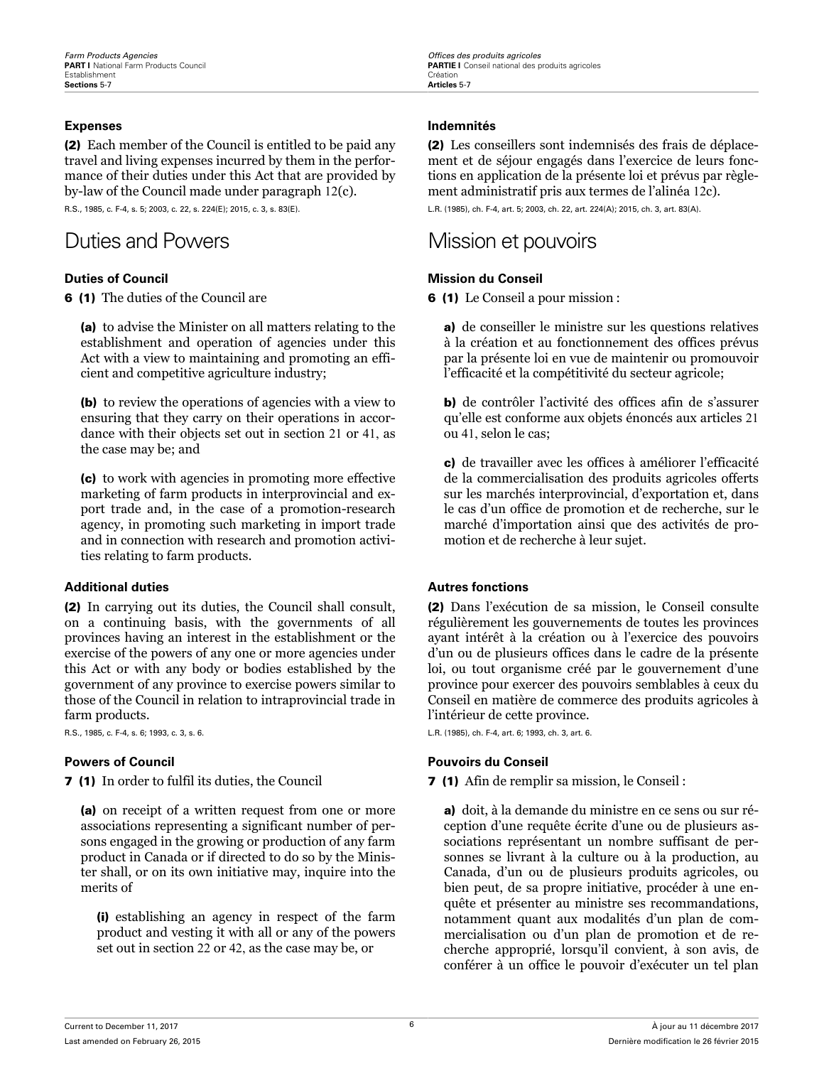**Expenses**

**(2)** Each member of the Council is entitled to be paid any travel and living expenses incurred by them in the performance of their duties under this Act that are provided by by-law of the Council made under paragraph 12(c).

R.S., 1985, c. F-4, s. 5; 2003, c. 22, s. 224(E); 2015, c. 3, s. 83(E).

## Duties and Powers

**Duties of Council**

**6 (1)** The duties of the Council are

**(a)** to advise the Minister on all matters relating to the establishment and operation of agencies under this Act with a view to maintaining and promoting an efficient and competitive agriculture industry;

**(b)** to review the operations of agencies with a view to ensuring that they carry on their operations in accordance with their objects set out in section 21 or 41, as the case may be; and

**(c)** to work with agencies in promoting more effective marketing of farm products in interprovincial and export trade and, in the case of a promotion-research agency, in promoting such marketing in import trade and in connection with research and promotion activities relating to farm products.

**Additional duties**

**(2)** In carrying out its duties, the Council shall consult, on a continuing basis, with the governments of all provinces having an interest in the establishment or the exercise of the powers of any one or more agencies under this Act or with any body or bodies established by the government of any province to exercise powers similar to those of the Council in relation to intraprovincial trade in farm products.

R.S., 1985, c. F-4, s. 6; 1993, c. 3, s. 6.

**Powers of Council**

**7 (1)** In order to fulfil its duties, the Council

**(a)** on receipt of a written request from one or more associations representing a significant number of persons engaged in the growing or production of any farm product in Canada or if directed to do so by the Minister shall, or on its own initiative may, inquire into the merits of

**(i)** establishing an agency in respect of the farm product and vesting it with all or any of the powers set out in section 22 or 42, as the case may be, or

**Indemnités**

**(2)** Les conseillers sont indemnisés des frais de déplacement et de séjour engagés dans l'exercice de leurs fonctions en application de la présente loi et prévus par règlement administratif pris aux termes de l'alinéa 12c).

L.R. (1985), ch. F-4, art. 5; 2003, ch. 22, art. 224(A); 2015, ch. 3, art. 83(A).

## Mission et pouvoirs

**Mission du Conseil**

**6 (1)** Le Conseil a pour mission :

**a)** de conseiller le ministre sur les questions relatives à la création et au fonctionnement des offices prévus par la présente loi en vue de maintenir ou promouvoir l'efficacité et la compétitivité du secteur agricole;

**b)** de contrôler l'activité des offices afin de s'assurer qu'elle est conforme aux objets énoncés aux articles 21 ou 41, selon le cas;

**c)** de travailler avec les offices à améliorer l'efficacité de la commercialisation des produits agricoles offerts sur les marchés interprovincial, d'exportation et, dans le cas d'un office de promotion et de recherche, sur le marché d'importation ainsi que des activités de promotion et de recherche à leur sujet.

**Autres fonctions**

**(2)** Dans l'exécution de sa mission, le Conseil consulte régulièrement les gouvernements de toutes les provinces ayant intérêt à la création ou à l'exercice des pouvoirs d'un ou de plusieurs offices dans le cadre de la présente loi, ou tout organisme créé par le gouvernement d'une province pour exercer des pouvoirs semblables à ceux du Conseil en matière de commerce des produits agricoles à l'intérieur de cette province.

L.R. (1985), ch. F-4, art. 6; 1993, ch. 3, art. 6.

**Pouvoirs du Conseil**

**7 (1)** Afin de remplir sa mission, le Conseil :

**a)** doit, à la demande du ministre en ce sens ou sur réception d'une requête écrite d'une ou de plusieurs associations représentant un nombre suffisant de personnes se livrant à la culture ou à la production, au Canada, d'un ou de plusieurs produits agricoles, ou bien peut, de sa propre initiative, procéder à une enquête et présenter au ministre ses recommandations, notamment quant aux modalités d'un plan de commercialisation ou d'un plan de promotion et de recherche approprié, lorsqu'il convient, à son avis, de conférer à un office le pouvoir d'exécuter un tel plan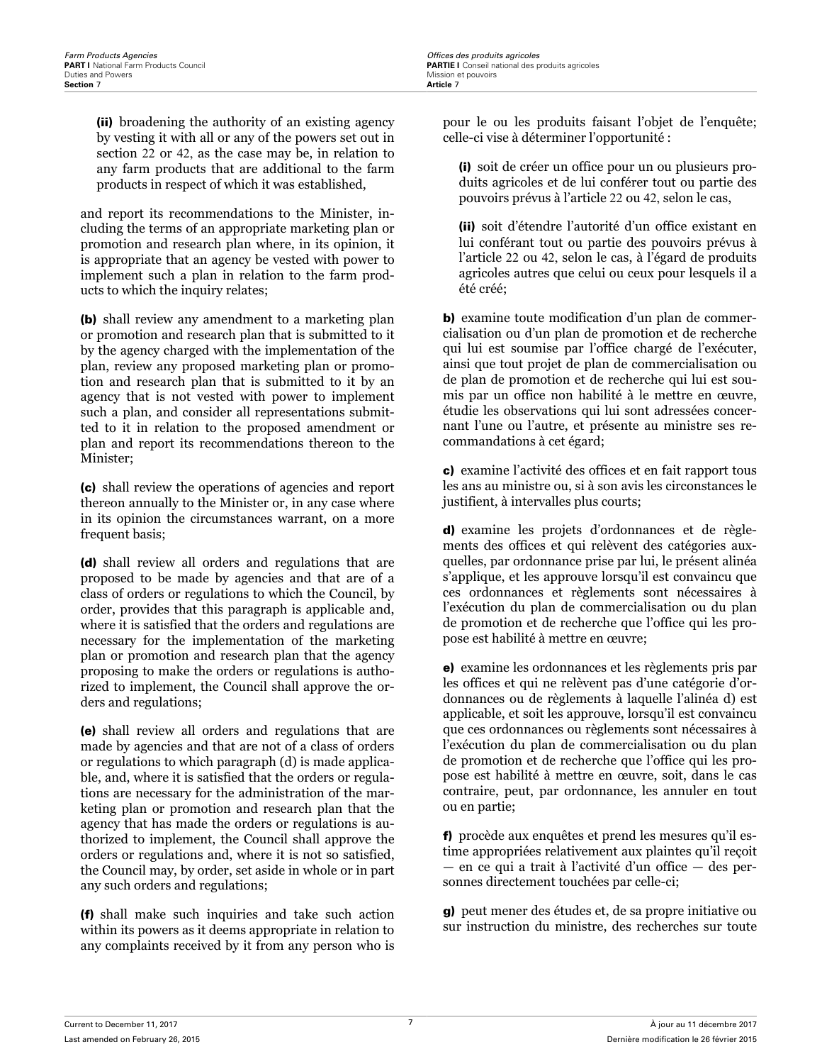**(ii)** broadening the authority of an existing agency by vesting it with all or any of the powers set out in section 22 or 42, as the case may be, in relation to any farm products that are additional to the farm products in respect of which it was established,

and report its recommendations to the Minister, including the terms of an appropriate marketing plan or promotion and research plan where, in its opinion, it is appropriate that an agency be vested with power to implement such a plan in relation to the farm products to which the inquiry relates;

**(b)** shall review any amendment to a marketing plan or promotion and research plan that is submitted to it by the agency charged with the implementation of the plan, review any proposed marketing plan or promotion and research plan that is submitted to it by an agency that is not vested with power to implement such a plan, and consider all representations submitted to it in relation to the proposed amendment or plan and report its recommendations thereon to the Minister;

**(c)** shall review the operations of agencies and report thereon annually to the Minister or, in any case where in its opinion the circumstances warrant, on a more frequent basis;

**(d)** shall review all orders and regulations that are proposed to be made by agencies and that are of a class of orders or regulations to which the Council, by order, provides that this paragraph is applicable and, where it is satisfied that the orders and regulations are necessary for the implementation of the marketing plan or promotion and research plan that the agency proposing to make the orders or regulations is authorized to implement, the Council shall approve the orders and regulations;

**(e)** shall review all orders and regulations that are made by agencies and that are not of a class of orders or regulations to which paragraph (d) is made applicable, and, where it is satisfied that the orders or regulations are necessary for the administration of the marketing plan or promotion and research plan that the agency that has made the orders or regulations is authorized to implement, the Council shall approve the orders or regulations and, where it is not so satisfied, the Council may, by order, set aside in whole or in part any such orders and regulations;

**(f)** shall make such inquiries and take such action within its powers as it deems appropriate in relation to any complaints received by it from any person who is

pour le ou les produits faisant l'objet de l'enquête; celle-ci vise à déterminer l'opportunité :

**(i)** soit de créer un office pour un ou plusieurs produits agricoles et de lui conférer tout ou partie des pouvoirs prévus à l'article 22 ou 42, selon le cas,

**(ii)** soit d'étendre l'autorité d'un office existant en lui conférant tout ou partie des pouvoirs prévus à l'article 22 ou 42, selon le cas, à l'égard de produits agricoles autres que celui ou ceux pour lesquels il a été créé;

**b)** examine toute modification d'un plan de commercialisation ou d'un plan de promotion et de recherche qui lui est soumise par l'office chargé de l'exécuter, ainsi que tout projet de plan de commercialisation ou de plan de promotion et de recherche qui lui est soumis par un office non habilité à le mettre en œuvre, étudie les observations qui lui sont adressées concernant l'une ou l'autre, et présente au ministre ses recommandations à cet égard;

**c)** examine l'activité des offices et en fait rapport tous les ans au ministre ou, si à son avis les circonstances le justifient, à intervalles plus courts;

**d)** examine les projets d'ordonnances et de règlements des offices et qui relèvent des catégories auxquelles, par ordonnance prise par lui, le présent alinéa s'applique, et les approuve lorsqu'il est convaincu que ces ordonnances et règlements sont nécessaires à l'exécution du plan de commercialisation ou du plan de promotion et de recherche que l'office qui les propose est habilité à mettre en œuvre;

**e)** examine les ordonnances et les règlements pris par les offices et qui ne relèvent pas d'une catégorie d'ordonnances ou de règlements à laquelle l'alinéa d) est applicable, et soit les approuve, lorsqu'il est convaincu que ces ordonnances ou règlements sont nécessaires à l'exécution du plan de commercialisation ou du plan de promotion et de recherche que l'office qui les propose est habilité à mettre en œuvre, soit, dans le cas contraire, peut, par ordonnance, les annuler en tout ou en partie;

**f)** procède aux enquêtes et prend les mesures qu'il estime appropriées relativement aux plaintes qu'il reçoit — en ce qui a trait à l'activité d'un office — des personnes directement touchées par celle-ci;

**g)** peut mener des études et, de sa propre initiative ou sur instruction du ministre, des recherches sur toute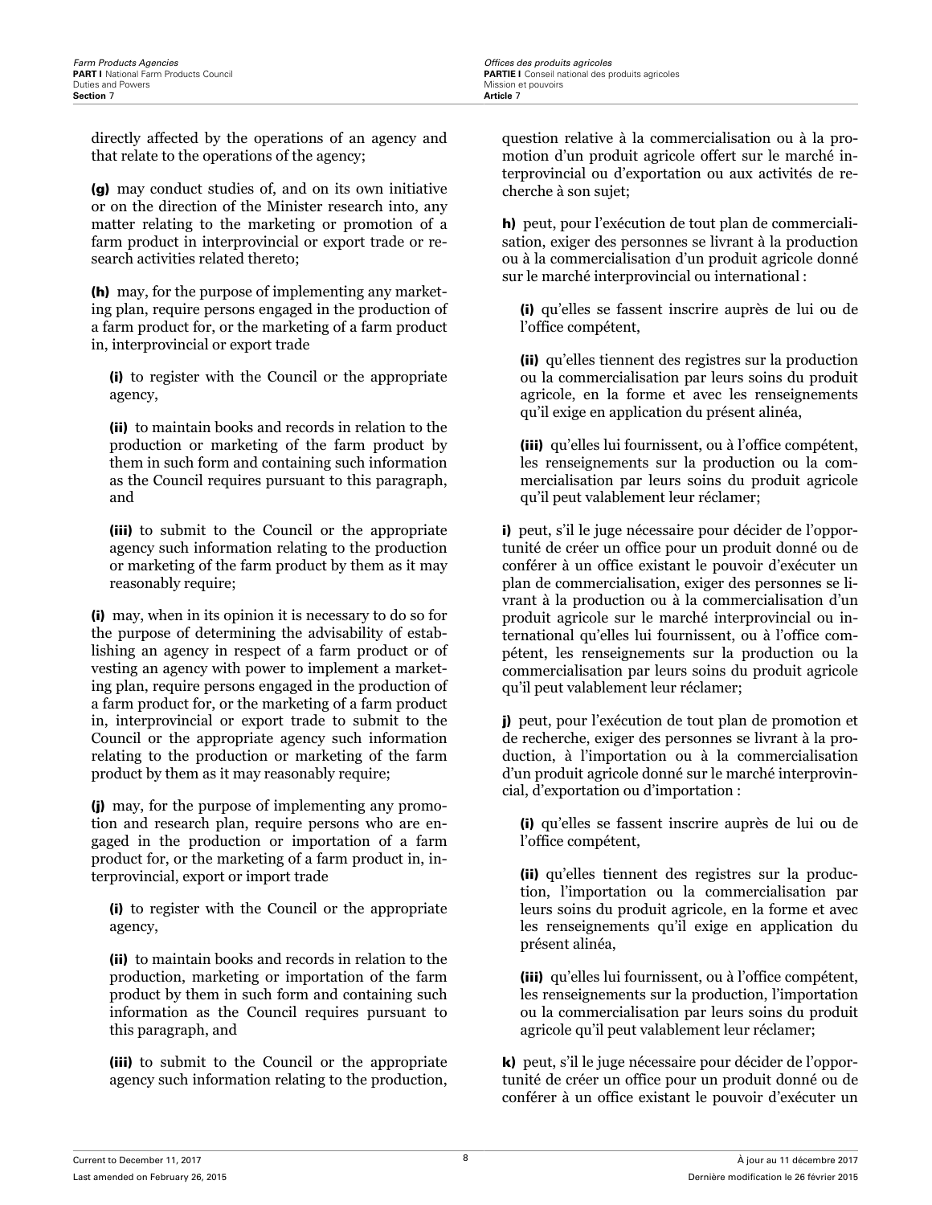directly affected by the operations of an agency and that relate to the operations of the agency;

**(g)** may conduct studies of, and on its own initiative or on the direction of the Minister research into, any matter relating to the marketing or promotion of a farm product in interprovincial or export trade or research activities related thereto;

**(h)** may, for the purpose of implementing any marketing plan, require persons engaged in the production of a farm product for, or the marketing of a farm product in, interprovincial or export trade

> **(i)** to register with the Council or the appropriate agency,
>
> **(ii)** to maintain books and records in relation to the production or marketing of the farm product by them in such form and containing such information as the Council requires pursuant to this paragraph, and
>
> **(iii)** to submit to the Council or the appropriate agency such information relating to the production or marketing of the farm product by them as it may reasonably require;

**(i)** may, when in its opinion it is necessary to do so for the purpose of determining the advisability of establishing an agency in respect of a farm product or of vesting an agency with power to implement a marketing plan, require persons engaged in the production of a farm product for, or the marketing of a farm product in, interprovincial or export trade to submit to the Council or the appropriate agency such information relating to the production or marketing of the farm product by them as it may reasonably require;

**(j)** may, for the purpose of implementing any promotion and research plan, require persons who are engaged in the production or importation of a farm product for, or the marketing of a farm product in, interprovincial, export or import trade

> **(i)** to register with the Council or the appropriate agency,
>
> **(ii)** to maintain books and records in relation to the production, marketing or importation of the farm product by them in such form and containing such information as the Council requires pursuant to this paragraph, and
>
> **(iii)** to submit to the Council or the appropriate agency such information relating to the production,

question relative à la commercialisation ou à la promotion d'un produit agricole offert sur le marché interprovincial ou d'exportation ou aux activités de recherche à son sujet;

**h)** peut, pour l'exécution de tout plan de commercialisation, exiger des personnes se livrant à la production ou à la commercialisation d'un produit agricole donné sur le marché interprovincial ou international :

> **(i)** qu'elles se fassent inscrire auprès de lui ou de l'office compétent,
>
> **(ii)** qu'elles tiennent des registres sur la production ou la commercialisation par leurs soins du produit agricole, en la forme et avec les renseignements qu'il exige en application du présent alinéa,
>
> **(iii)** qu'elles lui fournissent, ou à l'office compétent, les renseignements sur la production ou la commercialisation par leurs soins du produit agricole qu'il peut valablement leur réclamer;

**i)** peut, s'il le juge nécessaire pour décider de l'opportunité de créer un office pour un produit donné ou de conférer à un office existant le pouvoir d'exécuter un plan de commercialisation, exiger des personnes se livrant à la production ou à la commercialisation d'un produit agricole sur le marché interprovincial ou international qu'elles lui fournissent, ou à l'office compétent, les renseignements sur la production ou la commercialisation par leurs soins du produit agricole qu'il peut valablement leur réclamer;

**j)** peut, pour l'exécution de tout plan de promotion et de recherche, exiger des personnes se livrant à la production, à l'importation ou à la commercialisation d'un produit agricole donné sur le marché interprovincial, d'exportation ou d'importation :

> **(i)** qu'elles se fassent inscrire auprès de lui ou de l'office compétent,
>
> **(ii)** qu'elles tiennent des registres sur la production, l'importation ou la commercialisation par leurs soins du produit agricole, en la forme et avec les renseignements qu'il exige en application du présent alinéa,
>
> **(iii)** qu'elles lui fournissent, ou à l'office compétent, les renseignements sur la production, l'importation ou la commercialisation par leurs soins du produit agricole qu'il peut valablement leur réclamer;

**k)** peut, s'il le juge nécessaire pour décider de l'opportunité de créer un office pour un produit donné ou de conférer à un office existant le pouvoir d'exécuter un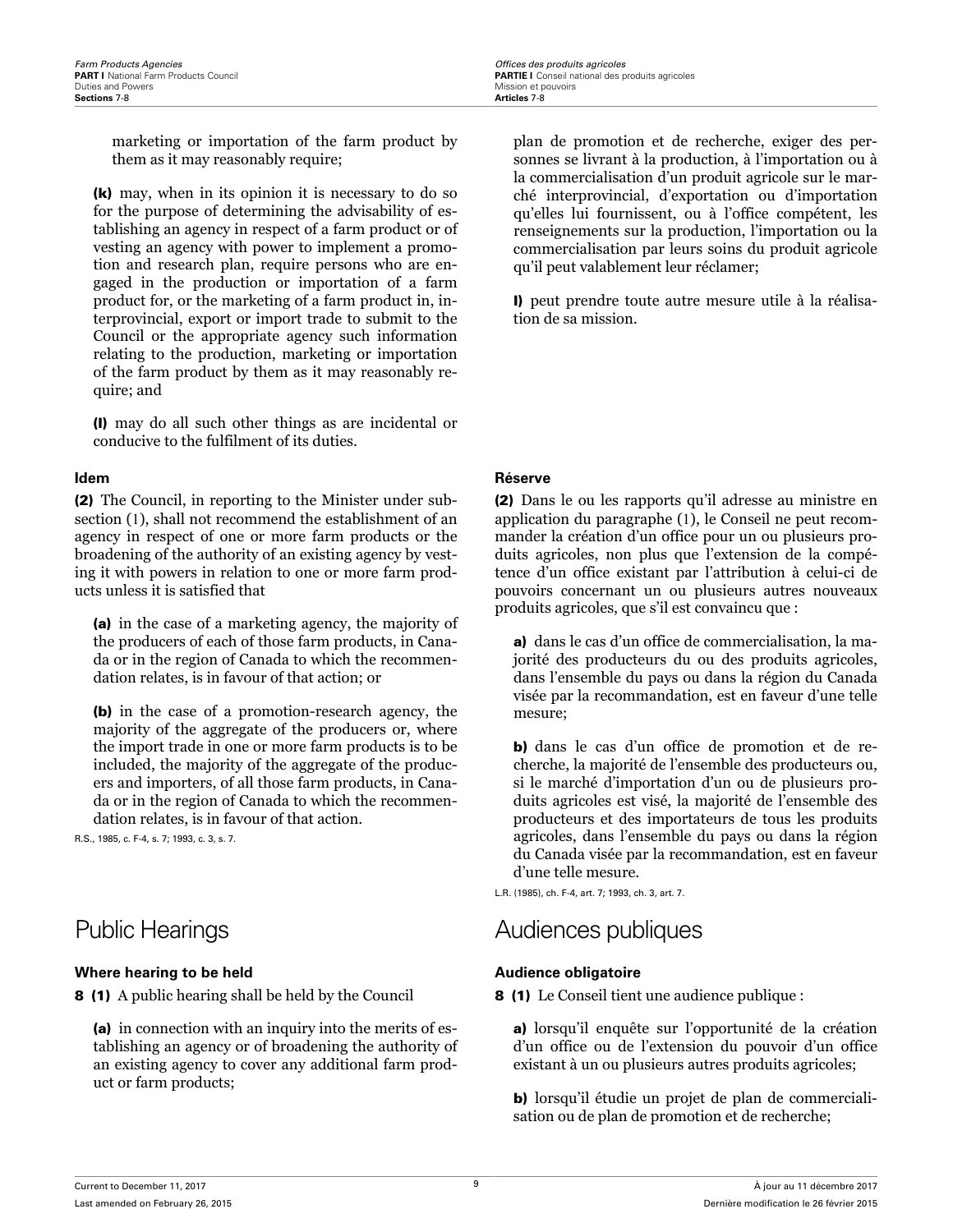marketing or importation of the farm product by them as it may reasonably require;

**(k)** may, when in its opinion it is necessary to do so for the purpose of determining the advisability of establishing an agency in respect of a farm product or of vesting an agency with power to implement a promotion and research plan, require persons who are engaged in the production or importation of a farm product for, or the marketing of a farm product in, interprovincial, export or import trade to submit to the Council or the appropriate agency such information relating to the production, marketing or importation of the farm product by them as it may reasonably require; and

**(l)** may do all such other things as are incidental or conducive to the fulfilment of its duties.

#### Idem

**(2)** The Council, in reporting to the Minister under subsection (1), shall not recommend the establishment of an agency in respect of one or more farm products or the broadening of the authority of an existing agency by vesting it with powers in relation to one or more farm products unless it is satisfied that

**(a)** in the case of a marketing agency, the majority of the producers of each of those farm products, in Canada or in the region of Canada to which the recommendation relates, is in favour of that action; or

**(b)** in the case of a promotion-research agency, the majority of the aggregate of the producers or, where the import trade in one or more farm products is to be included, the majority of the aggregate of the producers and importers, of all those farm products, in Canada or in the region of Canada to which the recommendation relates, is in favour of that action.

R.S., 1985, c. F-4, s. 7; 1993, c. 3, s. 7.

## Public Hearings

#### Where hearing to be held

**8 (1)** A public hearing shall be held by the Council

**(a)** in connection with an inquiry into the merits of establishing an agency or of broadening the authority of an existing agency to cover any additional farm product or farm products;

plan de promotion et de recherche, exiger des personnes se livrant à la production, à l'importation ou à la commercialisation d'un produit agricole sur le marché interprovincial, d'exportation ou d'importation qu'elles lui fournissent, ou à l'office compétent, les renseignements sur la production, l'importation ou la commercialisation par leurs soins du produit agricole qu'il peut valablement leur réclamer;

**l)** peut prendre toute autre mesure utile à la réalisation de sa mission.

#### Réserve

**(2)** Dans le ou les rapports qu'il adresse au ministre en application du paragraphe (1), le Conseil ne peut recommander la création d'un office pour un ou plusieurs produits agricoles, non plus que l'extension de la compétence d'un office existant par l'attribution à celui-ci de pouvoirs concernant un ou plusieurs autres nouveaux produits agricoles, que s'il est convaincu que :

**a)** dans le cas d'un office de commercialisation, la majorité des producteurs du ou des produits agricoles, dans l'ensemble du pays ou dans la région du Canada visée par la recommandation, est en faveur d'une telle mesure;

**b)** dans le cas d'un office de promotion et de recherche, la majorité de l'ensemble des producteurs ou, si le marché d'importation d'un ou de plusieurs produits agricoles est visé, la majorité de l'ensemble des producteurs et des importateurs de tous les produits agricoles, dans l'ensemble du pays ou dans la région du Canada visée par la recommandation, est en faveur d'une telle mesure.

L.R. (1985), ch. F-4, art. 7; 1993, ch. 3, art. 7.

## Audiences publiques

#### Audience obligatoire

**8 (1)** Le Conseil tient une audience publique :

**a)** lorsqu'il enquête sur l'opportunité de la création d'un office ou de l'extension du pouvoir d'un office existant à un ou plusieurs autres produits agricoles;

**b)** lorsqu'il étudie un projet de plan de commercialisation ou de plan de promotion et de recherche;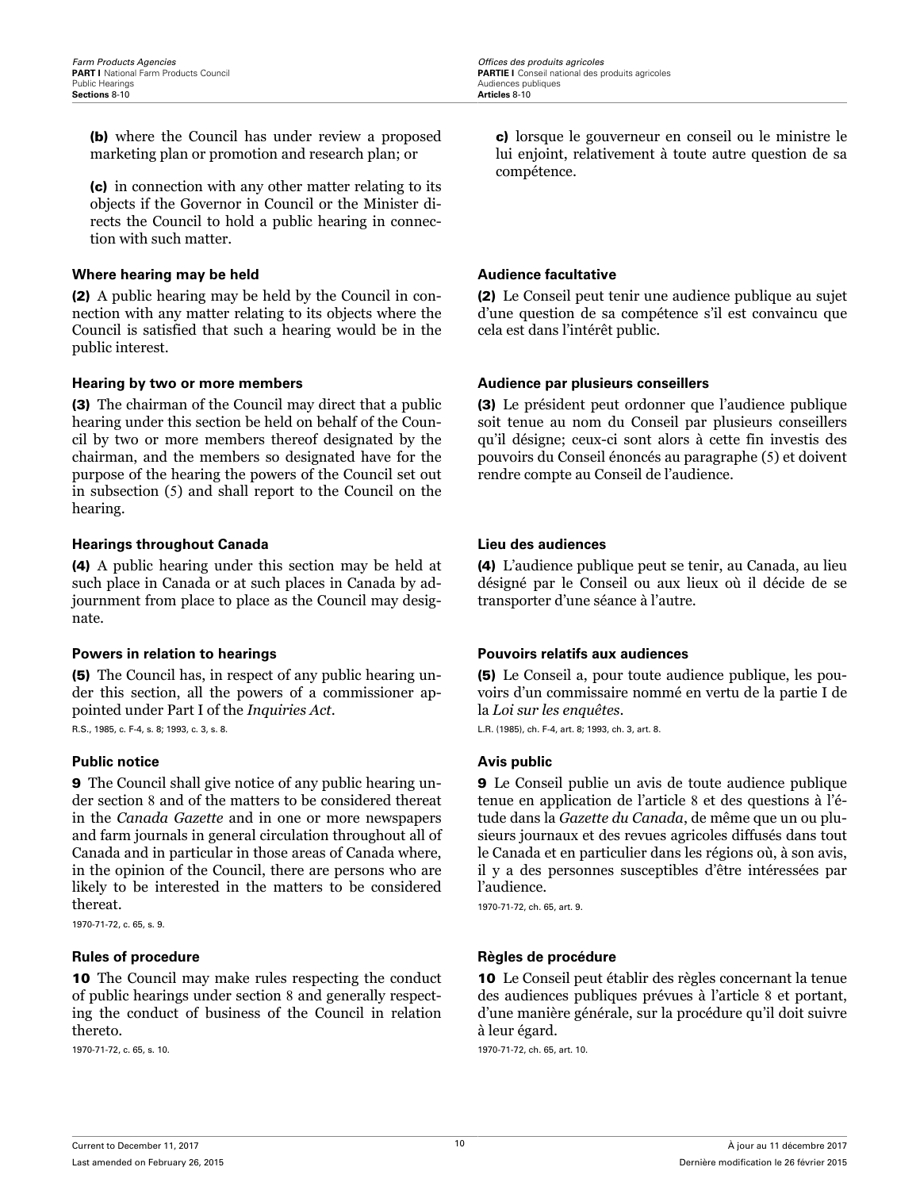(b) where the Council has under review a proposed marketing plan or promotion and research plan; or

(c) in connection with any other matter relating to its objects if the Governor in Council or the Minister directs the Council to hold a public hearing in connection with such matter.

c) lorsque le gouverneur en conseil ou le ministre le lui enjoint, relativement à toute autre question de sa compétence.

#### Where hearing may be held

(2) A public hearing may be held by the Council in connection with any matter relating to its objects where the Council is satisfied that such a hearing would be in the public interest.

#### Audience facultative

(2) Le Conseil peut tenir une audience publique au sujet d'une question de sa compétence s'il est convaincu que cela est dans l'intérêt public.

#### Hearing by two or more members

(3) The chairman of the Council may direct that a public hearing under this section be held on behalf of the Council by two or more members thereof designated by the chairman, and the members so designated have for the purpose of the hearing the powers of the Council set out in subsection (5) and shall report to the Council on the hearing.

#### Audience par plusieurs conseillers

(3) Le président peut ordonner que l'audience publique soit tenue au nom du Conseil par plusieurs conseillers qu'il désigne; ceux-ci sont alors à cette fin investis des pouvoirs du Conseil énoncés au paragraphe (5) et doivent rendre compte au Conseil de l'audience.

#### Hearings throughout Canada

(4) A public hearing under this section may be held at such place in Canada or at such places in Canada by adjournment from place to place as the Council may designate.

#### Lieu des audiences

(4) L'audience publique peut se tenir, au Canada, au lieu désigné par le Conseil ou aux lieux où il décide de se transporter d'une séance à l'autre.

#### Powers in relation to hearings

(5) The Council has, in respect of any public hearing under this section, all the powers of a commissioner appointed under Part I of the *Inquiries Act*.

R.S., 1985, c. F-4, s. 8; 1993, c. 3, s. 8.

#### Pouvoirs relatifs aux audiences

(5) Le Conseil a, pour toute audience publique, les pouvoirs d'un commissaire nommé en vertu de la partie I de la *Loi sur les enquêtes*.

L.R. (1985), ch. F-4, art. 8; 1993, ch. 3, art. 8.

#### Public notice

**9** The Council shall give notice of any public hearing under section 8 and of the matters to be considered thereat in the *Canada Gazette* and in one or more newspapers and farm journals in general circulation throughout all of Canada and in particular in those areas of Canada where, in the opinion of the Council, there are persons who are likely to be interested in the matters to be considered thereat.

1970-71-72, c. 65, s. 9.

#### Avis public

**9** Le Conseil publie un avis de toute audience publique tenue en application de l'article 8 et des questions à l'étude dans la *Gazette du Canada*, de même que un ou plusieurs journaux et des revues agricoles diffusés dans tout le Canada et en particulier dans les régions où, à son avis, il y a des personnes susceptibles d'être intéressées par l'audience.

1970-71-72, ch. 65, art. 9.

#### Rules of procedure

**10** The Council may make rules respecting the conduct of public hearings under section 8 and generally respecting the conduct of business of the Council in relation thereto.

1970-71-72, c. 65, s. 10.

#### Règles de procédure

**10** Le Conseil peut établir des règles concernant la tenue des audiences publiques prévues à l'article 8 et portant, d'une manière générale, sur la procédure qu'il doit suivre à leur égard.

1970-71-72, ch. 65, art. 10.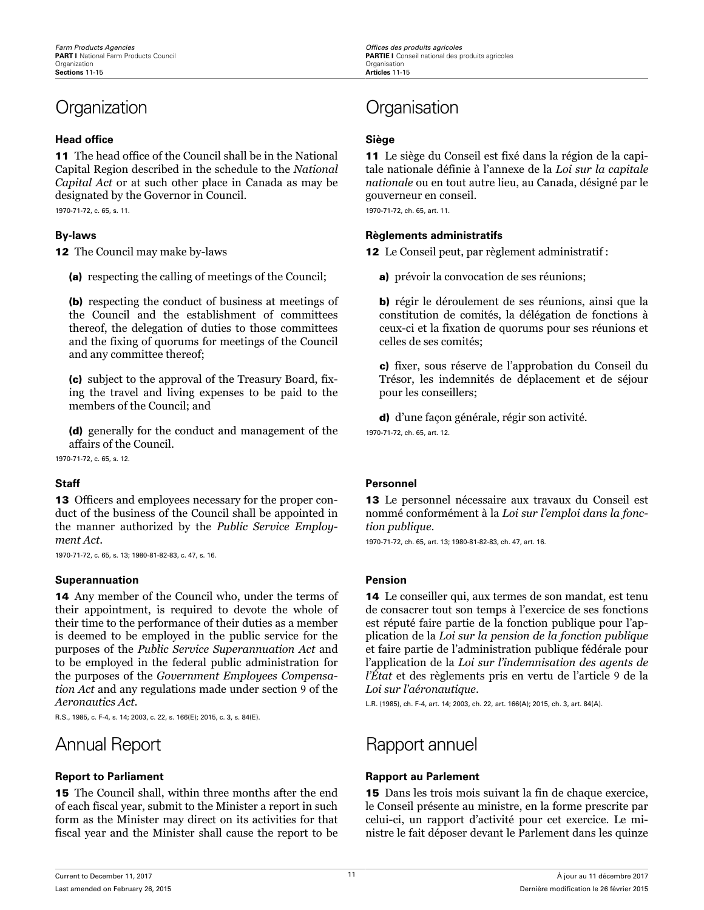# Organization

### Head office

**11** The head office of the Council shall be in the National Capital Region described in the schedule to the *National Capital Act* or at such other place in Canada as may be designated by the Governor in Council.

1970-71-72, c. 65, s. 11.

### By-laws

**12** The Council may make by-laws

**(a)** respecting the calling of meetings of the Council;

**(b)** respecting the conduct of business at meetings of the Council and the establishment of committees thereof, the delegation of duties to those committees and the fixing of quorums for meetings of the Council and any committee thereof;

**(c)** subject to the approval of the Treasury Board, fixing the travel and living expenses to be paid to the members of the Council; and

**(d)** generally for the conduct and management of the affairs of the Council.

1970-71-72, c. 65, s. 12.

### Staff

**13** Officers and employees necessary for the proper conduct of the business of the Council shall be appointed in the manner authorized by the *Public Service Employment Act*.

1970-71-72, c. 65, s. 13; 1980-81-82-83, c. 47, s. 16.

### Superannuation

**14** Any member of the Council who, under the terms of their appointment, is required to devote the whole of their time to the performance of their duties as a member is deemed to be employed in the public service for the purposes of the *Public Service Superannuation Act* and to be employed in the federal public administration for the purposes of the *Government Employees Compensation Act* and any regulations made under section 9 of the *Aeronautics Act*.

R.S., 1985, c. F-4, s. 14; 2003, c. 22, s. 166(E); 2015, c. 3, s. 84(E).

# Annual Report

### Report to Parliament

**15** The Council shall, within three months after the end of each fiscal year, submit to the Minister a report in such form as the Minister may direct on its activities for that fiscal year and the Minister shall cause the report to be

# Organisation

### Siège

**11** Le siège du Conseil est fixé dans la région de la capitale nationale définie à l'annexe de la *Loi sur la capitale nationale* ou en tout autre lieu, au Canada, désigné par le gouverneur en conseil.

1970-71-72, ch. 65, art. 11.

### Règlements administratifs

**12** Le Conseil peut, par règlement administratif :

**a)** prévoir la convocation de ses réunions;

**b)** régir le déroulement de ses réunions, ainsi que la constitution de comités, la délégation de fonctions à ceux-ci et la fixation de quorums pour ses réunions et celles de ses comités;

**c)** fixer, sous réserve de l'approbation du Conseil du Trésor, les indemnités de déplacement et de séjour pour les conseillers;

**d)** d'une façon générale, régir son activité.

1970-71-72, ch. 65, art. 12.

### Personnel

**13** Le personnel nécessaire aux travaux du Conseil est nommé conformément à la *Loi sur l'emploi dans la fonction publique*.

1970-71-72, ch. 65, art. 13; 1980-81-82-83, ch. 47, art. 16.

### Pension

**14** Le conseiller qui, aux termes de son mandat, est tenu de consacrer tout son temps à l'exercice de ses fonctions est réputé faire partie de la fonction publique pour l'application de la *Loi sur la pension de la fonction publique* et faire partie de l'administration publique fédérale pour l'application de la *Loi sur l'indemnisation des agents de l'État* et des règlements pris en vertu de l'article 9 de la *Loi sur l'aéronautique*.

L.R. (1985), ch. F-4, art. 14; 2003, ch. 22, art. 166(A); 2015, ch. 3, art. 84(A).

# Rapport annuel

### Rapport au Parlement

**15** Dans les trois mois suivant la fin de chaque exercice, le Conseil présente au ministre, en la forme prescrite par celui-ci, un rapport d'activité pour cet exercice. Le ministre le fait déposer devant le Parlement dans les quinze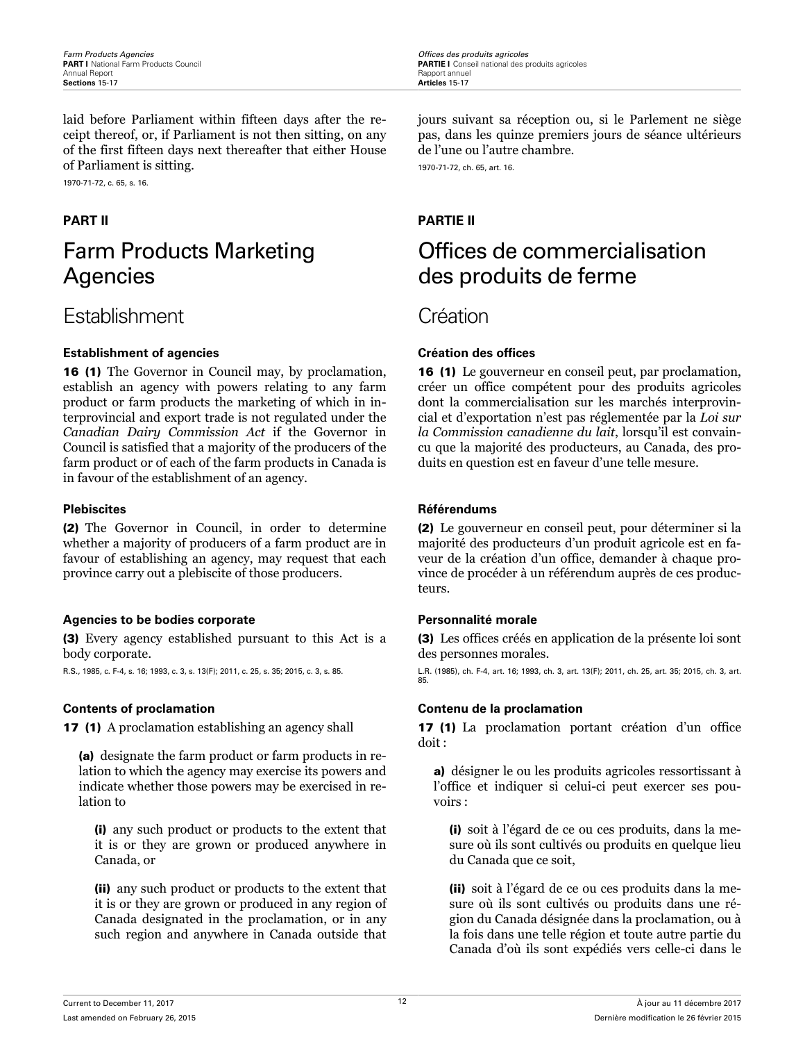laid before Parliament within fifteen days after the receipt thereof, or, if Parliament is not then sitting, on any of the first fifteen days next thereafter that either House of Parliament is sitting.

1970-71-72, c. 65, s. 16.

jours suivant sa réception ou, si le Parlement ne siège pas, dans les quinze premiers jours de séance ultérieurs de l'une ou l'autre chambre.

1970-71-72, ch. 65, art. 16.

**PART II**

# Farm Products Marketing Agencies

## Establishment

### Establishment of agencies

**16 (1)** The Governor in Council may, by proclamation, establish an agency with powers relating to any farm product or farm products the marketing of which in interprovincial and export trade is not regulated under the *Canadian Dairy Commission Act* if the Governor in Council is satisfied that a majority of the producers of the farm product or of each of the farm products in Canada is in favour of the establishment of an agency.

### Plebiscites

**(2)** The Governor in Council, in order to determine whether a majority of producers of a farm product are in favour of establishing an agency, may request that each province carry out a plebiscite of those producers.

### Agencies to be bodies corporate

**(3)** Every agency established pursuant to this Act is a body corporate.

R.S., 1985, c. F-4, s. 16; 1993, c. 3, s. 13(F); 2011, c. 25, s. 35; 2015, c. 3, s. 85.

### Contents of proclamation

**17 (1)** A proclamation establishing an agency shall

**(a)** designate the farm product or farm products in relation to which the agency may exercise its powers and indicate whether those powers may be exercised in relation to

**(i)** any such product or products to the extent that it is or they are grown or produced anywhere in Canada, or

**(ii)** any such product or products to the extent that it is or they are grown or produced in any region of Canada designated in the proclamation, or in any such region and anywhere in Canada outside that

**PARTIE II**

# Offices de commercialisation des produits de ferme

## Création

### Création des offices

**16 (1)** Le gouverneur en conseil peut, par proclamation, créer un office compétent pour des produits agricoles dont la commercialisation sur les marchés interprovincial et d'exportation n'est pas réglementée par la *Loi sur la Commission canadienne du lait*, lorsqu'il est convaincu que la majorité des producteurs, au Canada, des produits en question est en faveur d'une telle mesure.

### Référendums

**(2)** Le gouverneur en conseil peut, pour déterminer si la majorité des producteurs d'un produit agricole est en faveur de la création d'un office, demander à chaque province de procéder à un référendum auprès de ces producteurs.

### Personnalité morale

**(3)** Les offices créés en application de la présente loi sont des personnes morales.

L.R. (1985), ch. F-4, art. 16; 1993, ch. 3, art. 13(F); 2011, ch. 25, art. 35; 2015, ch. 3, art. 85.

### Contenu de la proclamation

**17 (1)** La proclamation portant création d'un office doit :

**a)** désigner le ou les produits agricoles ressortissant à l'office et indiquer si celui-ci peut exercer ses pouvoirs :

**(i)** soit à l'égard de ce ou ces produits, dans la mesure où ils sont cultivés ou produits en quelque lieu du Canada que ce soit,

**(ii)** soit à l'égard de ce ou ces produits dans la mesure où ils sont cultivés ou produits dans une région du Canada désignée dans la proclamation, ou à la fois dans une telle région et toute autre partie du Canada d'où ils sont expédiés vers celle-ci dans le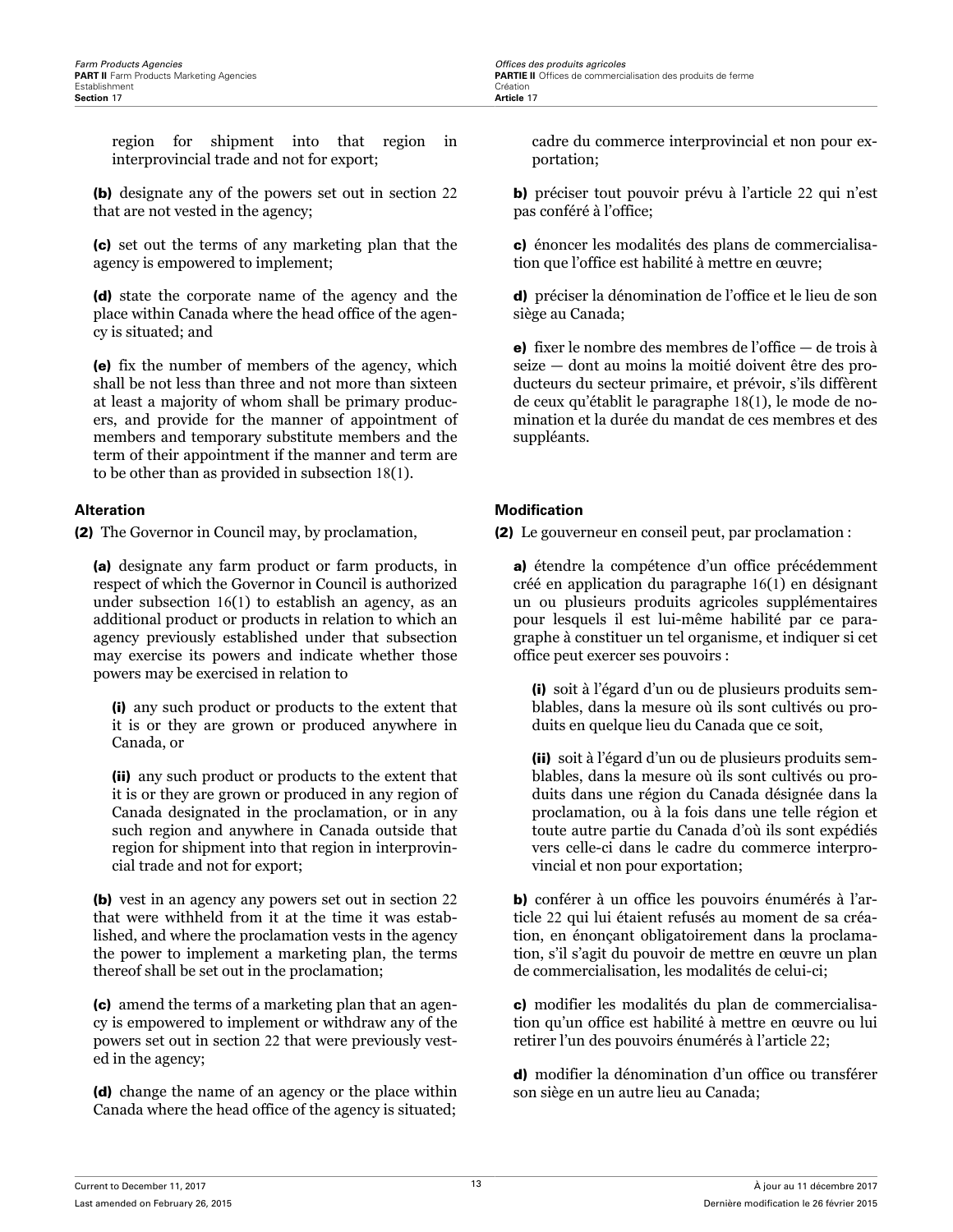region for shipment into that region in interprovincial trade and not for export;

**(b)** designate any of the powers set out in section 22 that are not vested in the agency;

**(c)** set out the terms of any marketing plan that the agency is empowered to implement;

**(d)** state the corporate name of the agency and the place within Canada where the head office of the agency is situated; and

**(e)** fix the number of members of the agency, which shall be not less than three and not more than sixteen at least a majority of whom shall be primary producers, and provide for the manner of appointment of members and temporary substitute members and the term of their appointment if the manner and term are to be other than as provided in subsection 18(1).

cadre du commerce interprovincial et non pour exportation;

**b)** préciser tout pouvoir prévu à l'article 22 qui n'est pas conféré à l'office;

**c)** énoncer les modalités des plans de commercialisation que l'office est habilité à mettre en œuvre;

**d)** préciser la dénomination de l'office et le lieu de son siège au Canada;

**e)** fixer le nombre des membres de l'office — de trois à seize — dont au moins la moitié doivent être des producteurs du secteur primaire, et prévoir, s'ils diffèrent de ceux qu'établit le paragraphe 18(1), le mode de nomination et la durée du mandat de ces membres et des suppléants.

#### Alteration

**(2)** The Governor in Council may, by proclamation,

**(a)** designate any farm product or farm products, in respect of which the Governor in Council is authorized under subsection 16(1) to establish an agency, as an additional product or products in relation to which an agency previously established under that subsection may exercise its powers and indicate whether those powers may be exercised in relation to

**(i)** any such product or products to the extent that it is or they are grown or produced anywhere in Canada, or

**(ii)** any such product or products to the extent that it is or they are grown or produced in any region of Canada designated in the proclamation, or in any such region and anywhere in Canada outside that region for shipment into that region in interprovincial trade and not for export;

**(b)** vest in an agency any powers set out in section 22 that were withheld from it at the time it was established, and where the proclamation vests in the agency the power to implement a marketing plan, the terms thereof shall be set out in the proclamation;

**(c)** amend the terms of a marketing plan that an agency is empowered to implement or withdraw any of the powers set out in section 22 that were previously vested in the agency;

**(d)** change the name of an agency or the place within Canada where the head office of the agency is situated;

#### Modification

**(2)** Le gouverneur en conseil peut, par proclamation :

**a)** étendre la compétence d'un office précédemment créé en application du paragraphe 16(1) en désignant un ou plusieurs produits agricoles supplémentaires pour lesquels il est lui-même habilité par ce paragraphe à constituer un tel organisme, et indiquer si cet office peut exercer ses pouvoirs :

**(i)** soit à l'égard d'un ou de plusieurs produits semblables, dans la mesure où ils sont cultivés ou produits en quelque lieu du Canada que ce soit,

**(ii)** soit à l'égard d'un ou de plusieurs produits semblables, dans la mesure où ils sont cultivés ou produits dans une région du Canada désignée dans la proclamation, ou à la fois dans une telle région et toute autre partie du Canada d'où ils sont expédiés vers celle-ci dans le cadre du commerce interprovincial et non pour exportation;

**b)** conférer à un office les pouvoirs énumérés à l'article 22 qui lui étaient refusés au moment de sa création, en énonçant obligatoirement dans la proclamation, s'il s'agit du pouvoir de mettre en œuvre un plan de commercialisation, les modalités de celui-ci;

**c)** modifier les modalités du plan de commercialisation qu'un office est habilité à mettre en œuvre ou lui retirer l'un des pouvoirs énumérés à l'article 22;

**d)** modifier la dénomination d'un office ou transférer son siège en un autre lieu au Canada;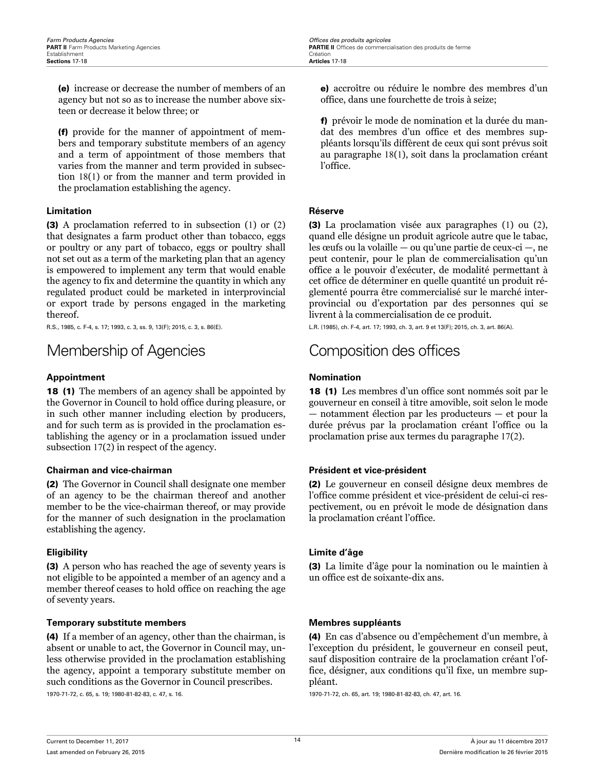**(e)** increase or decrease the number of members of an agency but not so as to increase the number above sixteen or decrease it below three; or

**(f)** provide for the manner of appointment of members and temporary substitute members of an agency and a term of appointment of those members that varies from the manner and term provided in subsection 18(1) or from the manner and term provided in the proclamation establishing the agency.

**e)** accroître ou réduire le nombre des membres d'un office, dans une fourchette de trois à seize;

**f)** prévoir le mode de nomination et la durée du mandat des membres d'un office et des membres suppléants lorsqu'ils diffèrent de ceux qui sont prévus soit au paragraphe 18(1), soit dans la proclamation créant l'office.

#### Limitation

**(3)** A proclamation referred to in subsection (1) or (2) that designates a farm product other than tobacco, eggs or poultry or any part of tobacco, eggs or poultry shall not set out as a term of the marketing plan that an agency is empowered to implement any term that would enable the agency to fix and determine the quantity in which any regulated product could be marketed in interprovincial or export trade by persons engaged in the marketing thereof.

R.S., 1985, c. F-4, s. 17; 1993, c. 3, ss. 9, 13(F); 2015, c. 3, s. 86(E).

#### Réserve

**(3)** La proclamation visée aux paragraphes (1) ou (2), quand elle désigne un produit agricole autre que le tabac, les œufs ou la volaille — ou qu'une partie de ceux-ci —, ne peut contenir, pour le plan de commercialisation qu'un office a le pouvoir d'exécuter, de modalité permettant à cet office de déterminer en quelle quantité un produit réglementé pourra être commercialisé sur le marché interprovincial ou d'exportation par des personnes qui se livrent à la commercialisation de ce produit.

L.R. (1985), ch. F-4, art. 17; 1993, ch. 3, art. 9 et 13(F); 2015, ch. 3, art. 86(A).

## Membership of Agencies

## Composition des offices

#### Appointment

**18 (1)** The members of an agency shall be appointed by the Governor in Council to hold office during pleasure, or in such other manner including election by producers, and for such term as is provided in the proclamation establishing the agency or in a proclamation issued under subsection 17(2) in respect of the agency.

#### Nomination

**18 (1)** Les membres d'un office sont nommés soit par le gouverneur en conseil à titre amovible, soit selon le mode — notamment élection par les producteurs — et pour la durée prévus par la proclamation créant l'office ou la proclamation prise aux termes du paragraphe 17(2).

#### Chairman and vice-chairman

**(2)** The Governor in Council shall designate one member of an agency to be the chairman thereof and another member to be the vice-chairman thereof, or may provide for the manner of such designation in the proclamation establishing the agency.

#### Président et vice-président

**(2)** Le gouverneur en conseil désigne deux membres de l'office comme président et vice-président de celui-ci respectivement, ou en prévoit le mode de désignation dans la proclamation créant l'office.

#### Eligibility

**(3)** A person who has reached the age of seventy years is not eligible to be appointed a member of an agency and a member thereof ceases to hold office on reaching the age of seventy years.

#### Limite d'âge

**(3)** La limite d'âge pour la nomination ou le maintien à un office est de soixante-dix ans.

#### Temporary substitute members

**(4)** If a member of an agency, other than the chairman, is absent or unable to act, the Governor in Council may, unless otherwise provided in the proclamation establishing the agency, appoint a temporary substitute member on such conditions as the Governor in Council prescribes.

1970-71-72, c. 65, s. 19; 1980-81-82-83, c. 47, s. 16.

#### Membres suppléants

**(4)** En cas d'absence ou d'empêchement d'un membre, à l'exception du président, le gouverneur en conseil peut, sauf disposition contraire de la proclamation créant l'office, désigner, aux conditions qu'il fixe, un membre suppléant.

1970-71-72, ch. 65, art. 19; 1980-81-82-83, ch. 47, art. 16.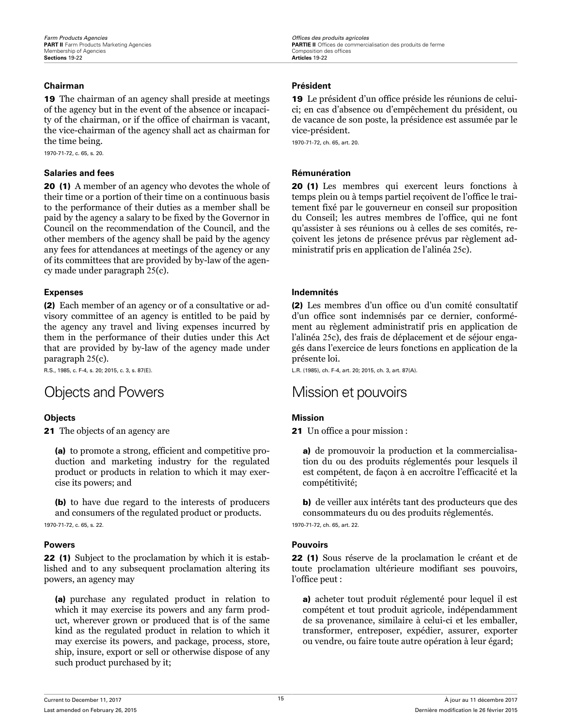### Chairman

**19** The chairman of an agency shall preside at meetings of the agency but in the event of the absence or incapacity of the chairman, or if the office of chairman is vacant, the vice-chairman of the agency shall act as chairman for the time being.

1970-71-72, c. 65, s. 20.

### Salaries and fees

**20 (1)** A member of an agency who devotes the whole of their time or a portion of their time on a continuous basis to the performance of their duties as a member shall be paid by the agency a salary to be fixed by the Governor in Council on the recommendation of the Council, and the other members of the agency shall be paid by the agency any fees for attendances at meetings of the agency or any of its committees that are provided by by-law of the agency made under paragraph 25(c).

### Expenses

**(2)** Each member of an agency or of a consultative or advisory committee of an agency is entitled to be paid by the agency any travel and living expenses incurred by them in the performance of their duties under this Act that are provided by by-law of the agency made under paragraph 25(c).

R.S., 1985, c. F-4, s. 20; 2015, c. 3, s. 87(E).

## Objects and Powers

### Objects

**21** The objects of an agency are

**(a)** to promote a strong, efficient and competitive production and marketing industry for the regulated product or products in relation to which it may exercise its powers; and

**(b)** to have due regard to the interests of producers and consumers of the regulated product or products.

1970-71-72, c. 65, s. 22.

### Powers

**22 (1)** Subject to the proclamation by which it is established and to any subsequent proclamation altering its powers, an agency may

**(a)** purchase any regulated product in relation to which it may exercise its powers and any farm product, wherever grown or produced that is of the same kind as the regulated product in relation to which it may exercise its powers, and package, process, store, ship, insure, export or sell or otherwise dispose of any such product purchased by it;

### Président

**19** Le président d’un office préside les réunions de celui-ci; en cas d’absence ou d’empêchement du président, ou de vacance de son poste, la présidence est assumée par le vice-président.

1970-71-72, ch. 65, art. 20.

### Rémunération

**20 (1)** Les membres qui exercent leurs fonctions à temps plein ou à temps partiel reçoivent de l’office le traitement fixé par le gouverneur en conseil sur proposition du Conseil; les autres membres de l’office, qui ne font qu’assister à ses réunions ou à celles de ses comités, reçoivent les jetons de présence prévus par règlement administratif pris en application de l’alinéa 25c).

### Indemnités

**(2)** Les membres d’un office ou d’un comité consultatif d’un office sont indemnisés par ce dernier, conformément au règlement administratif pris en application de l’alinéa 25c), des frais de déplacement et de séjour engagés dans l’exercice de leurs fonctions en application de la présente loi.

L.R. (1985), ch. F-4, art. 20; 2015, ch. 3, art. 87(A).

## Mission et pouvoirs

### Mission

**21** Un office a pour mission :

**a)** de promouvoir la production et la commercialisation du ou des produits réglementés pour lesquels il est compétent, de façon à en accroître l’efficacité et la compétitivité;

**b)** de veiller aux intérêts tant des producteurs que des consommateurs du ou des produits réglementés.

1970-71-72, ch. 65, art. 22.

### Pouvoirs

**22 (1)** Sous réserve de la proclamation le créant et de toute proclamation ultérieure modifiant ses pouvoirs, l’office peut :

**a)** acheter tout produit réglementé pour lequel il est compétent et tout produit agricole, indépendamment de sa provenance, similaire à celui-ci et les emballer, transformer, entreposer, expédier, assurer, exporter ou vendre, ou faire toute autre opération à leur égard;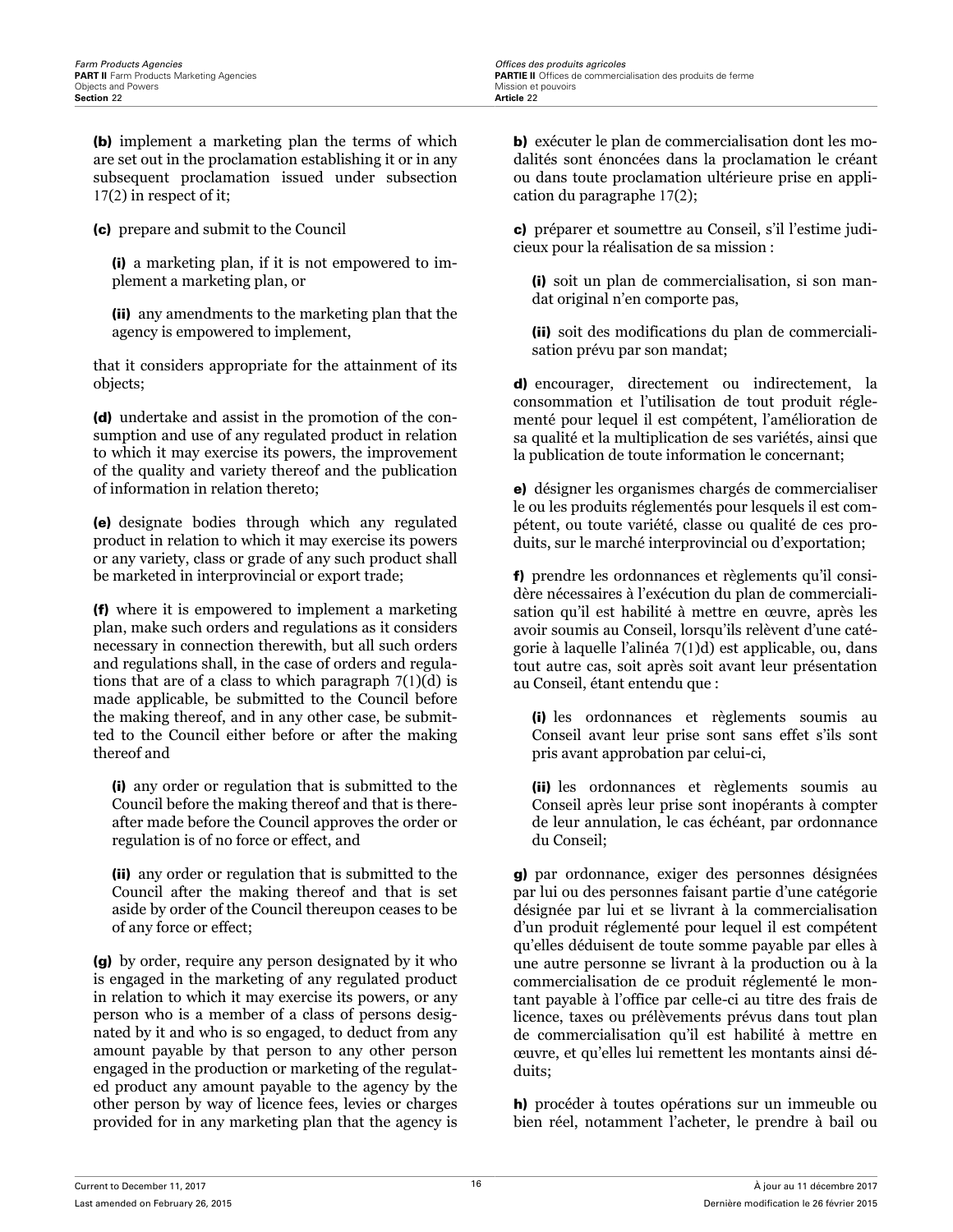**(b)** implement a marketing plan the terms of which are set out in the proclamation establishing it or in any subsequent proclamation issued under subsection 17(2) in respect of it;

**(c)** prepare and submit to the Council

**(i)** a marketing plan, if it is not empowered to implement a marketing plan, or

**(ii)** any amendments to the marketing plan that the agency is empowered to implement,

that it considers appropriate for the attainment of its objects;

**(d)** undertake and assist in the promotion of the consumption and use of any regulated product in relation to which it may exercise its powers, the improvement of the quality and variety thereof and the publication of information in relation thereto;

**(e)** designate bodies through which any regulated product in relation to which it may exercise its powers or any variety, class or grade of any such product shall be marketed in interprovincial or export trade;

**(f)** where it is empowered to implement a marketing plan, make such orders and regulations as it considers necessary in connection therewith, but all such orders and regulations shall, in the case of orders and regulations that are of a class to which paragraph 7(1)(d) is made applicable, be submitted to the Council before the making thereof, and in any other case, be submitted to the Council either before or after the making thereof and

**(i)** any order or regulation that is submitted to the Council before the making thereof and that is thereafter made before the Council approves the order or regulation is of no force or effect, and

**(ii)** any order or regulation that is submitted to the Council after the making thereof and that is set aside by order of the Council thereupon ceases to be of any force or effect;

**(g)** by order, require any person designated by it who is engaged in the marketing of any regulated product in relation to which it may exercise its powers, or any person who is a member of a class of persons designated by it and who is so engaged, to deduct from any amount payable by that person to any other person engaged in the production or marketing of the regulated product any amount payable to the agency by the other person by way of licence fees, levies or charges provided for in any marketing plan that the agency is

**b)** exécuter le plan de commercialisation dont les modalités sont énoncées dans la proclamation le créant ou dans toute proclamation ultérieure prise en application du paragraphe 17(2);

**c)** préparer et soumettre au Conseil, s'il l'estime judicieux pour la réalisation de sa mission :

**(i)** soit un plan de commercialisation, si son mandat original n'en comporte pas,

**(ii)** soit des modifications du plan de commercialisation prévu par son mandat;

**d)** encourager, directement ou indirectement, la consommation et l'utilisation de tout produit réglementé pour lequel il est compétent, l'amélioration de sa qualité et la multiplication de ses variétés, ainsi que la publication de toute information le concernant;

**e)** désigner les organismes chargés de commercialiser le ou les produits réglementés pour lesquels il est compétent, ou toute variété, classe ou qualité de ces produits, sur le marché interprovincial ou d'exportation;

**f)** prendre les ordonnances et règlements qu'il considère nécessaires à l'exécution du plan de commercialisation qu'il est habilité à mettre en œuvre, après les avoir soumis au Conseil, lorsqu'ils relèvent d'une catégorie à laquelle l'alinéa 7(1)d) est applicable, ou, dans tout autre cas, soit après soit avant leur présentation au Conseil, étant entendu que :

**(i)** les ordonnances et règlements soumis au Conseil avant leur prise sont sans effet s'ils sont pris avant approbation par celui-ci,

**(ii)** les ordonnances et règlements soumis au Conseil après leur prise sont inopérants à compter de leur annulation, le cas échéant, par ordonnance du Conseil;

**g)** par ordonnance, exiger des personnes désignées par lui ou des personnes faisant partie d'une catégorie désignée par lui et se livrant à la commercialisation d'un produit réglementé pour lequel il est compétent qu'elles déduisent de toute somme payable par elles à une autre personne se livrant à la production ou à la commercialisation de ce produit réglementé le montant payable à l'office par celle-ci au titre des frais de licence, taxes ou prélèvements prévus dans tout plan de commercialisation qu'il est habilité à mettre en œuvre, et qu'elles lui remettent les montants ainsi déduits;

**h)** procéder à toutes opérations sur un immeuble ou bien réel, notamment l'acheter, le prendre à bail ou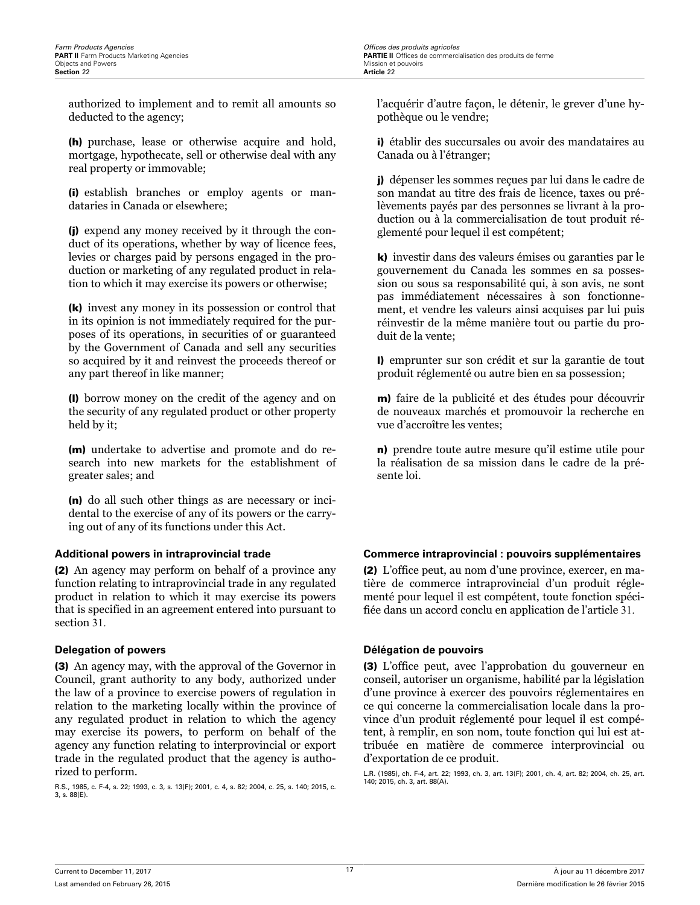authorized to implement and to remit all amounts so deducted to the agency;

**(h)** purchase, lease or otherwise acquire and hold, mortgage, hypothecate, sell or otherwise deal with any real property or immovable;

**(i)** establish branches or employ agents or mandataries in Canada or elsewhere;

**(j)** expend any money received by it through the conduct of its operations, whether by way of licence fees, levies or charges paid by persons engaged in the production or marketing of any regulated product in relation to which it may exercise its powers or otherwise;

**(k)** invest any money in its possession or control that in its opinion is not immediately required for the purposes of its operations, in securities of or guaranteed by the Government of Canada and sell any securities so acquired by it and reinvest the proceeds thereof or any part thereof in like manner;

**(l)** borrow money on the credit of the agency and on the security of any regulated product or other property held by it;

**(m)** undertake to advertise and promote and do research into new markets for the establishment of greater sales; and

**(n)** do all such other things as are necessary or incidental to the exercise of any of its powers or the carrying out of any of its functions under this Act.

**Additional powers in intraprovincial trade**

**(2)** An agency may perform on behalf of a province any function relating to intraprovincial trade in any regulated product in relation to which it may exercise its powers that is specified in an agreement entered into pursuant to section 31.

**Delegation of powers**

**(3)** An agency may, with the approval of the Governor in Council, grant authority to any body, authorized under the law of a province to exercise powers of regulation in relation to the marketing locally within the province of any regulated product in relation to which the agency may exercise its powers, to perform on behalf of the agency any function relating to interprovincial or export trade in the regulated product that the agency is authorized to perform.

R.S., 1985, c. F-4, s. 22; 1993, c. 3, s. 13(F); 2001, c. 4, s. 82; 2004, c. 25, s. 140; 2015, c. 3, s. 88(E).

l'acquérir d'autre façon, le détenir, le grever d'une hypothèque ou le vendre;

**i)** établir des succursales ou avoir des mandataires au Canada ou à l'étranger;

**j)** dépenser les sommes reçues par lui dans le cadre de son mandat au titre des frais de licence, taxes ou prélèvements payés par des personnes se livrant à la production ou à la commercialisation de tout produit réglementé pour lequel il est compétent;

**k)** investir dans des valeurs émises ou garanties par le gouvernement du Canada les sommes en sa possession ou sous sa responsabilité qui, à son avis, ne sont pas immédiatement nécessaires à son fonctionnement, et vendre les valeurs ainsi acquises par lui puis réinvestir de la même manière tout ou partie du produit de la vente;

**l)** emprunter sur son crédit et sur la garantie de tout produit réglementé ou autre bien en sa possession;

**m)** faire de la publicité et des études pour découvrir de nouveaux marchés et promouvoir la recherche en vue d'accroître les ventes;

**n)** prendre toute autre mesure qu'il estime utile pour la réalisation de sa mission dans le cadre de la présente loi.

**Commerce intraprovincial : pouvoirs supplémentaires**

**(2)** L'office peut, au nom d'une province, exercer, en matière de commerce intraprovincial d'un produit réglementé pour lequel il est compétent, toute fonction spécifiée dans un accord conclu en application de l'article 31.

**Délégation de pouvoirs**

**(3)** L'office peut, avec l'approbation du gouverneur en conseil, autoriser un organisme, habilité par la législation d'une province à exercer des pouvoirs réglementaires en ce qui concerne la commercialisation locale dans la province d'un produit réglementé pour lequel il est compétent, à remplir, en son nom, toute fonction qui lui est attribuée en matière de commerce interprovincial ou d'exportation de ce produit.

L.R. (1985), ch. F-4, art. 22; 1993, ch. 3, art. 13(F); 2001, ch. 4, art. 82; 2004, ch. 25, art. 140; 2015, ch. 3, art. 88(A).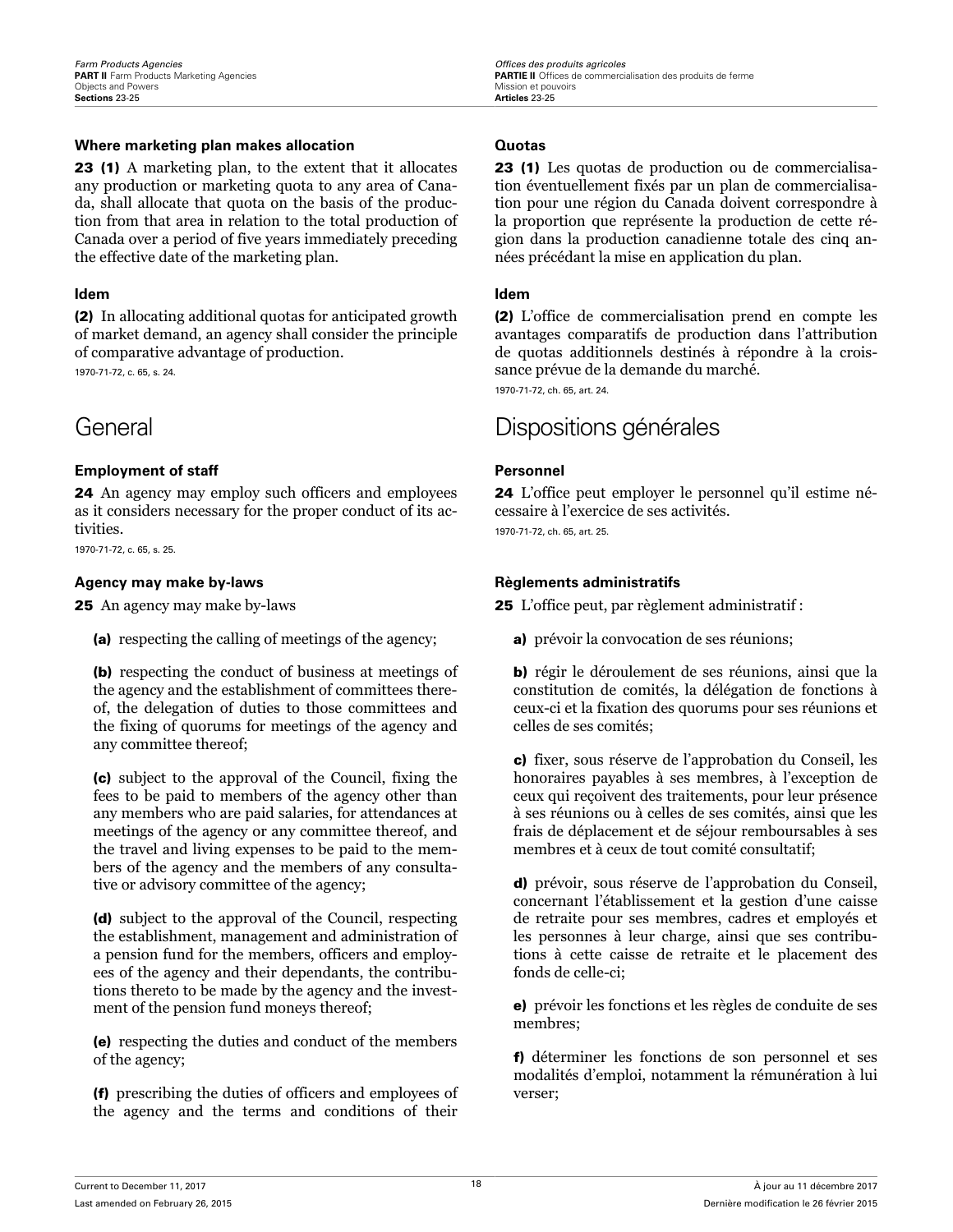**Where marketing plan makes allocation**

**23 (1)** A marketing plan, to the extent that it allocates any production or marketing quota to any area of Canada, shall allocate that quota on the basis of the production from that area in relation to the total production of Canada over a period of five years immediately preceding the effective date of the marketing plan.

**Idem**

**(2)** In allocating additional quotas for anticipated growth of market demand, an agency shall consider the principle of comparative advantage of production.

1970-71-72, c. 65, s. 24.

# General

**Employment of staff**

**24** An agency may employ such officers and employees as it considers necessary for the proper conduct of its activities.

1970-71-72, c. 65, s. 25.

**Agency may make by-laws**

**25** An agency may make by-laws

**(a)** respecting the calling of meetings of the agency;

**(b)** respecting the conduct of business at meetings of the agency and the establishment of committees thereof, the delegation of duties to those committees and the fixing of quorums for meetings of the agency and any committee thereof;

**(c)** subject to the approval of the Council, fixing the fees to be paid to members of the agency other than any members who are paid salaries, for attendances at meetings of the agency or any committee thereof, and the travel and living expenses to be paid to the members of the agency and the members of any consultative or advisory committee of the agency;

**(d)** subject to the approval of the Council, respecting the establishment, management and administration of a pension fund for the members, officers and employees of the agency and their dependants, the contributions thereto to be made by the agency and the investment of the pension fund moneys thereof;

**(e)** respecting the duties and conduct of the members of the agency;

**(f)** prescribing the duties of officers and employees of the agency and the terms and conditions of their

**Quotas**

**23 (1)** Les quotas de production ou de commercialisation éventuellement fixés par un plan de commercialisation pour une région du Canada doivent correspondre à la proportion que représente la production de cette région dans la production canadienne totale des cinq années précédant la mise en application du plan.

**Idem**

**(2)** L'office de commercialisation prend en compte les avantages comparatifs de production dans l'attribution de quotas additionnels destinés à répondre à la croissance prévue de la demande du marché.

1970-71-72, ch. 65, art. 24.

# Dispositions générales

**Personnel**

**24** L'office peut employer le personnel qu'il estime nécessaire à l'exercice de ses activités.

1970-71-72, ch. 65, art. 25.

**Règlements administratifs**

**25** L'office peut, par règlement administratif :

**a)** prévoir la convocation de ses réunions;

**b)** régir le déroulement de ses réunions, ainsi que la constitution de comités, la délégation de fonctions à ceux-ci et la fixation des quorums pour ses réunions et celles de ses comités;

**c)** fixer, sous réserve de l'approbation du Conseil, les honoraires payables à ses membres, à l'exception de ceux qui reçoivent des traitements, pour leur présence à ses réunions ou à celles de ses comités, ainsi que les frais de déplacement et de séjour remboursables à ses membres et à ceux de tout comité consultatif;

**d)** prévoir, sous réserve de l'approbation du Conseil, concernant l'établissement et la gestion d'une caisse de retraite pour ses membres, cadres et employés et les personnes à leur charge, ainsi que ses contributions à cette caisse de retraite et le placement des fonds de celle-ci;

**e)** prévoir les fonctions et les règles de conduite de ses membres;

**f)** déterminer les fonctions de son personnel et ses modalités d'emploi, notamment la rémunération à lui verser;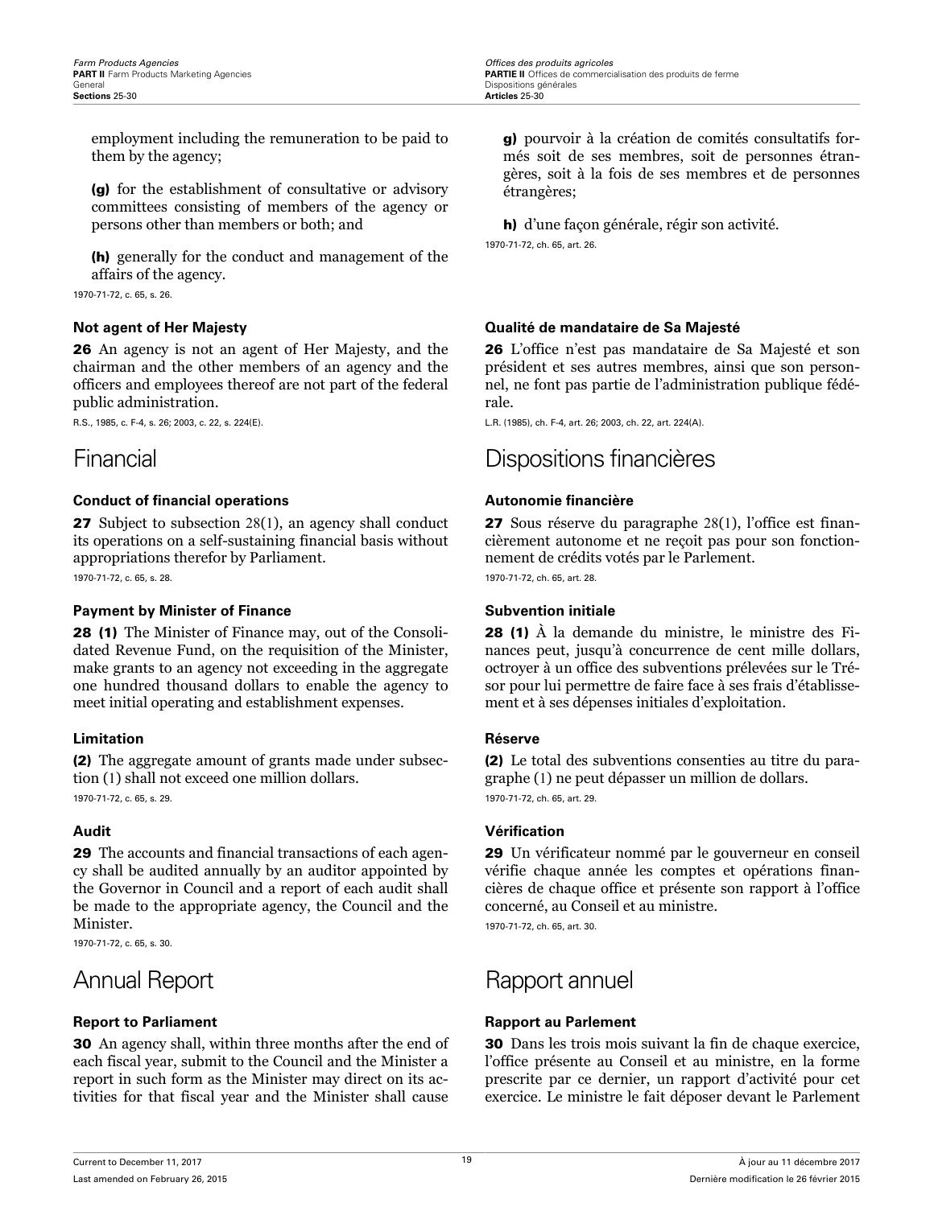employment including the remuneration to be paid to them by the agency;

**(g)** for the establishment of consultative or advisory committees consisting of members of the agency or persons other than members or both; and

**(h)** generally for the conduct and management of the affairs of the agency.

1970-71-72, c. 65, s. 26.

**g)** pourvoir à la création de comités consultatifs formés soit de ses membres, soit de personnes étrangères, soit à la fois de ses membres et de personnes étrangères;

**h)** d'une façon générale, régir son activité.

1970-71-72, ch. 65, art. 26.

#### Not agent of Her Majesty

**26** An agency is not an agent of Her Majesty, and the chairman and the other members of an agency and the officers and employees thereof are not part of the federal public administration.

R.S., 1985, c. F-4, s. 26; 2003, c. 22, s. 224(E).

#### Qualité de mandataire de Sa Majesté

**26** L'office n'est pas mandataire de Sa Majesté et son président et ses autres membres, ainsi que son personnel, ne font pas partie de l'administration publique fédérale.

L.R. (1985), ch. F-4, art. 26; 2003, ch. 22, art. 224(A).

## Financial

#### Conduct of financial operations

**27** Subject to subsection 28(1), an agency shall conduct its operations on a self-sustaining financial basis without appropriations therefor by Parliament.

1970-71-72, c. 65, s. 28.

#### Payment by Minister of Finance

**28 (1)** The Minister of Finance may, out of the Consolidated Revenue Fund, on the requisition of the Minister, make grants to an agency not exceeding in the aggregate one hundred thousand dollars to enable the agency to meet initial operating and establishment expenses.

#### Limitation

**(2)** The aggregate amount of grants made under subsection (1) shall not exceed one million dollars.

1970-71-72, c. 65, s. 29.

#### Audit

**29** The accounts and financial transactions of each agency shall be audited annually by an auditor appointed by the Governor in Council and a report of each audit shall be made to the appropriate agency, the Council and the Minister.

1970-71-72, c. 65, s. 30.

## Dispositions financières

#### Autonomie financière

**27** Sous réserve du paragraphe 28(1), l'office est financièrement autonome et ne reçoit pas pour son fonctionnement de crédits votés par le Parlement.

1970-71-72, ch. 65, art. 28.

#### Subvention initiale

**28 (1)** À la demande du ministre, le ministre des Finances peut, jusqu'à concurrence de cent mille dollars, octroyer à un office des subventions prélevées sur le Trésor pour lui permettre de faire face à ses frais d'établissement et à ses dépenses initiales d'exploitation.

#### Réserve

**(2)** Le total des subventions consenties au titre du paragraphe (1) ne peut dépasser un million de dollars.

1970-71-72, ch. 65, art. 29.

#### Vérification

**29** Un vérificateur nommé par le gouverneur en conseil vérifie chaque année les comptes et opérations financières de chaque office et présente son rapport à l'office concerné, au Conseil et au ministre.

1970-71-72, ch. 65, art. 30.

## Annual Report

#### Report to Parliament

**30** An agency shall, within three months after the end of each fiscal year, submit to the Council and the Minister a report in such form as the Minister may direct on its activities for that fiscal year and the Minister shall cause

## Rapport annuel

#### Rapport au Parlement

**30** Dans les trois mois suivant la fin de chaque exercice, l'office présente au Conseil et au ministre, en la forme prescrite par ce dernier, un rapport d'activité pour cet exercice. Le ministre le fait déposer devant le Parlement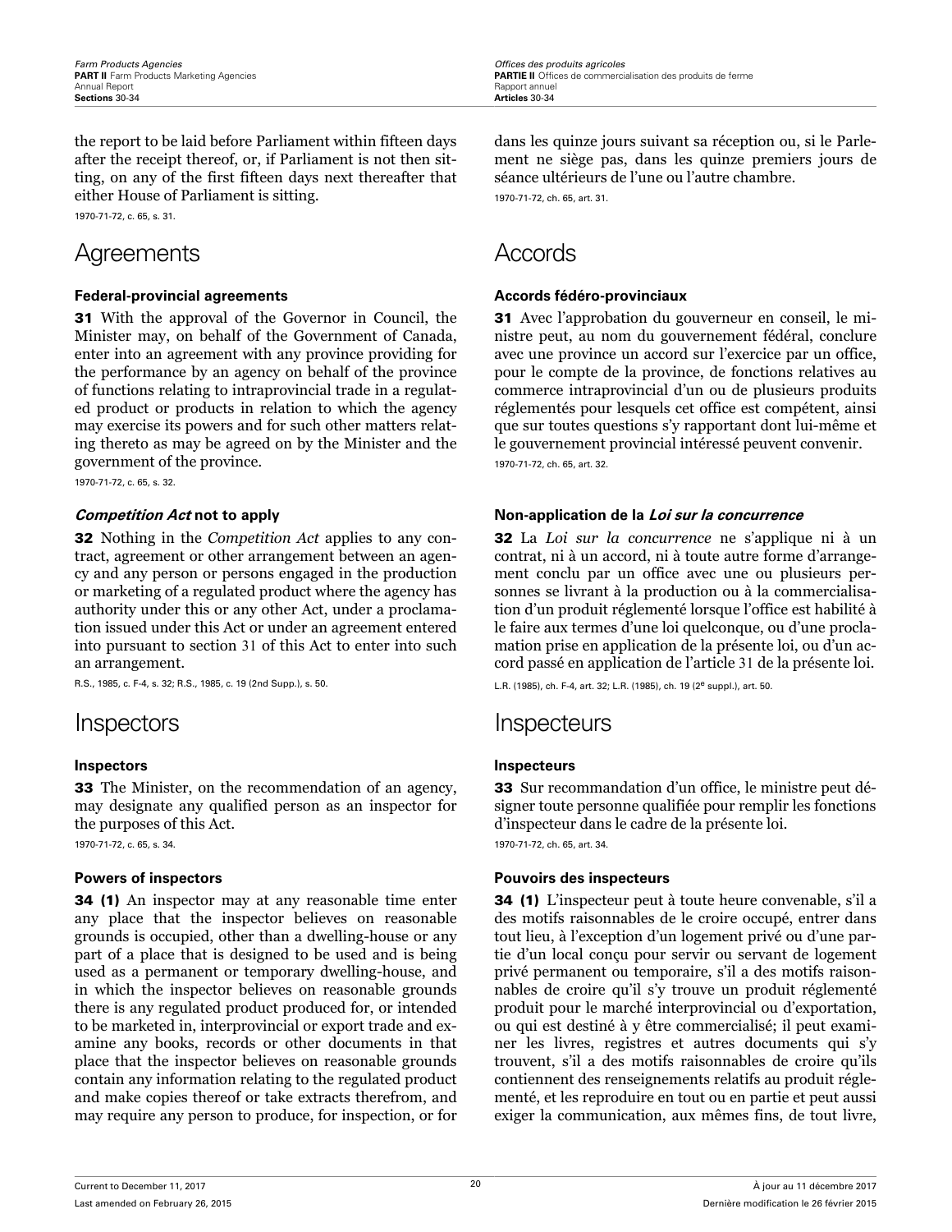the report to be laid before Parliament within fifteen days after the receipt thereof, or, if Parliament is not then sitting, on any of the first fifteen days next thereafter that either House of Parliament is sitting.

1970-71-72, c. 65, s. 31.

## Agreements

### Federal-provincial agreements

**31** With the approval of the Governor in Council, the Minister may, on behalf of the Government of Canada, enter into an agreement with any province providing for the performance by an agency on behalf of the province of functions relating to intraprovincial trade in a regulated product or products in relation to which the agency may exercise its powers and for such other matters relating thereto as may be agreed on by the Minister and the government of the province.

1970-71-72, c. 65, s. 32.

### *Competition Act* not to apply

**32** Nothing in the *Competition Act* applies to any contract, agreement or other arrangement between an agency and any person or persons engaged in the production or marketing of a regulated product where the agency has authority under this or any other Act, under a proclamation issued under this Act or under an agreement entered into pursuant to section 31 of this Act to enter into such an arrangement.

R.S., 1985, c. F-4, s. 32; R.S., 1985, c. 19 (2nd Supp.), s. 50.

## Inspectors

### Inspectors

**33** The Minister, on the recommendation of an agency, may designate any qualified person as an inspector for the purposes of this Act.

1970-71-72, c. 65, s. 34.

### Powers of inspectors

**34 (1)** An inspector may at any reasonable time enter any place that the inspector believes on reasonable grounds is occupied, other than a dwelling-house or any part of a place that is designed to be used and is being used as a permanent or temporary dwelling-house, and in which the inspector believes on reasonable grounds there is any regulated product produced for, or intended to be marketed in, interprovincial or export trade and examine any books, records or other documents in that place that the inspector believes on reasonable grounds contain any information relating to the regulated product and make copies thereof or take extracts therefrom, and may require any person to produce, for inspection, or for

dans les quinze jours suivant sa réception ou, si le Parlement ne siège pas, dans les quinze premiers jours de séance ultérieurs de l’une ou l’autre chambre.

1970-71-72, ch. 65, art. 31.

## Accords

### Accords fédéro-provinciaux

**31** Avec l’approbation du gouverneur en conseil, le ministre peut, au nom du gouvernement fédéral, conclure avec une province un accord sur l’exercice par un office, pour le compte de la province, de fonctions relatives au commerce intraprovincial d’un ou de plusieurs produits réglementés pour lesquels cet office est compétent, ainsi que sur toutes questions s’y rapportant dont lui-même et le gouvernement provincial intéressé peuvent convenir.

1970-71-72, ch. 65, art. 32.

### Non-application de la *Loi sur la concurrence*

**32** La *Loi sur la concurrence* ne s’applique ni à un contrat, ni à un accord, ni à toute autre forme d’arrangement conclu par un office avec une ou plusieurs personnes se livrant à la production ou à la commercialisation d’un produit réglementé lorsque l’office est habilité à le faire aux termes d’une loi quelconque, ou d’une proclamation prise en application de la présente loi, ou d’un accord passé en application de l’article 31 de la présente loi.

L.R. (1985), ch. F-4, art. 32; L.R. (1985), ch. 19 (2e suppl.), art. 50.

## Inspecteurs

### Inspecteurs

**33** Sur recommandation d’un office, le ministre peut désigner toute personne qualifiée pour remplir les fonctions d’inspecteur dans le cadre de la présente loi.

1970-71-72, ch. 65, art. 34.

### Pouvoirs des inspecteurs

**34 (1)** L’inspecteur peut à toute heure convenable, s’il a des motifs raisonnables de le croire occupé, entrer dans tout lieu, à l’exception d’un logement privé ou d’une partie d’un local conçu pour servir ou servant de logement privé permanent ou temporaire, s’il a des motifs raisonnables de croire qu’il s’y trouve un produit réglementé produit pour le marché interprovincial ou d’exportation, ou qui est destiné à y être commercialisé; il peut examiner les livres, registres et autres documents qui s’y trouvent, s’il a des motifs raisonnables de croire qu’ils contiennent des renseignements relatifs au produit réglementé, et les reproduire en tout ou en partie et peut aussi exiger la communication, aux mêmes fins, de tout livre,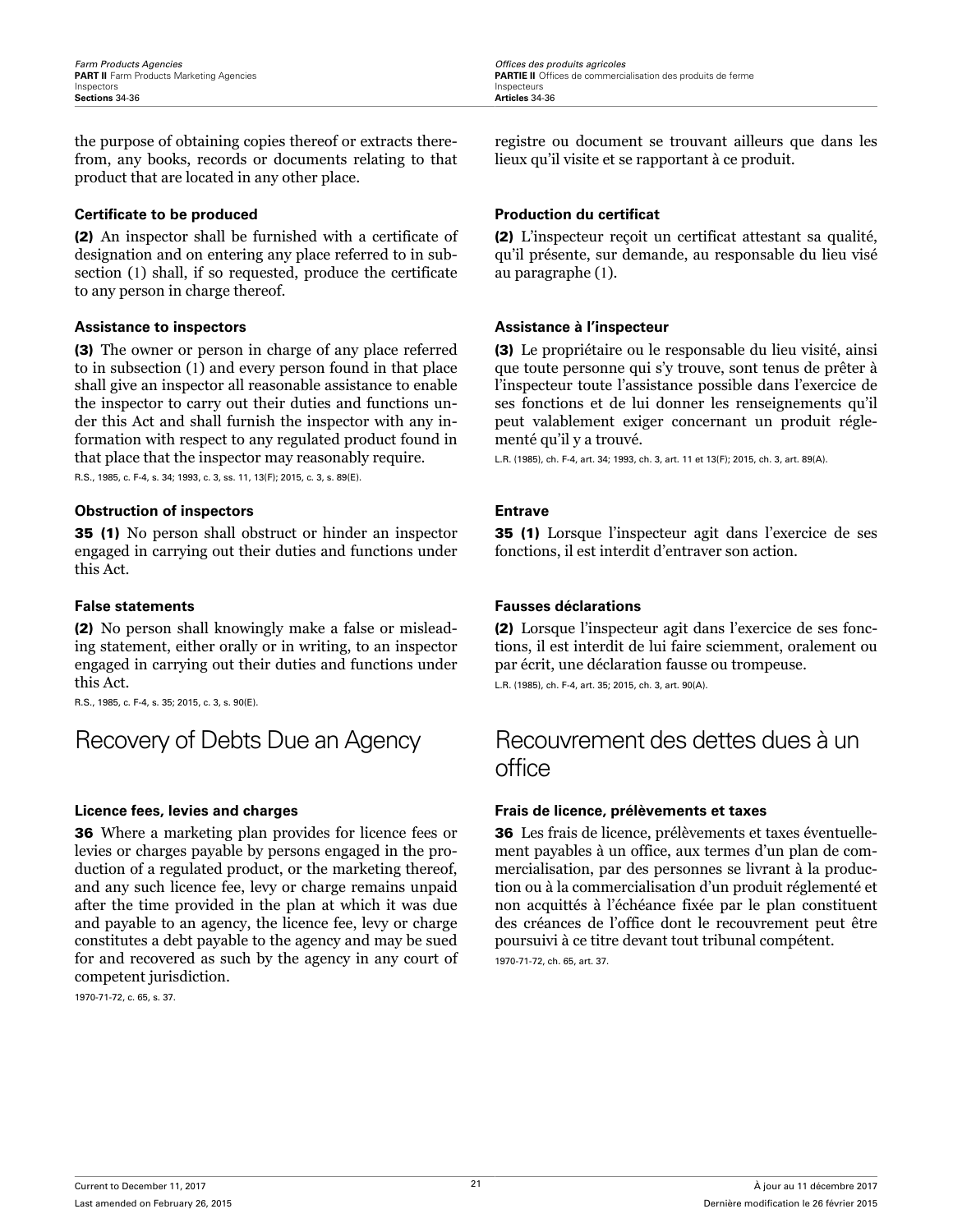the purpose of obtaining copies thereof or extracts therefrom, any books, records or documents relating to that product that are located in any other place.

registre ou document se trouvant ailleurs que dans les lieux qu'il visite et se rapportant à ce produit.

#### Certificate to be produced

**(2)** An inspector shall be furnished with a certificate of designation and on entering any place referred to in subsection (1) shall, if so requested, produce the certificate to any person in charge thereof.

#### Production du certificat

**(2)** L'inspecteur reçoit un certificat attestant sa qualité, qu'il présente, sur demande, au responsable du lieu visé au paragraphe (1).

#### Assistance to inspectors

**(3)** The owner or person in charge of any place referred to in subsection (1) and every person found in that place shall give an inspector all reasonable assistance to enable the inspector to carry out their duties and functions under this Act and shall furnish the inspector with any information with respect to any regulated product found in that place that the inspector may reasonably require.

R.S., 1985, c. F-4, s. 34; 1993, c. 3, ss. 11, 13(F); 2015, c. 3, s. 89(E).

#### Assistance à l'inspecteur

**(3)** Le propriétaire ou le responsable du lieu visité, ainsi que toute personne qui s'y trouve, sont tenus de prêter à l'inspecteur toute l'assistance possible dans l'exercice de ses fonctions et de lui donner les renseignements qu'il peut valablement exiger concernant un produit réglementé qu'il y a trouvé.

L.R. (1985), ch. F-4, art. 34; 1993, ch. 3, art. 11 et 13(F); 2015, ch. 3, art. 89(A).

#### Obstruction of inspectors

**35 (1)** No person shall obstruct or hinder an inspector engaged in carrying out their duties and functions under this Act.

#### Entrave

**35 (1)** Lorsque l'inspecteur agit dans l'exercice de ses fonctions, il est interdit d'entraver son action.

#### False statements

**(2)** No person shall knowingly make a false or misleading statement, either orally or in writing, to an inspector engaged in carrying out their duties and functions under this Act.

R.S., 1985, c. F-4, s. 35; 2015, c. 3, s. 90(E).

#### Fausses déclarations

**(2)** Lorsque l'inspecteur agit dans l'exercice de ses fonctions, il est interdit de lui faire sciemment, oralement ou par écrit, une déclaration fausse ou trompeuse.

L.R. (1985), ch. F-4, art. 35; 2015, ch. 3, art. 90(A).

## Recovery of Debts Due an Agency

#### Licence fees, levies and charges

**36** Where a marketing plan provides for licence fees or levies or charges payable by persons engaged in the production of a regulated product, or the marketing thereof, and any such licence fee, levy or charge remains unpaid after the time provided in the plan at which it was due and payable to an agency, the licence fee, levy or charge constitutes a debt payable to the agency and may be sued for and recovered as such by the agency in any court of competent jurisdiction.

1970-71-72, c. 65, s. 37.

## Recouvrement des dettes dues à un office

#### Frais de licence, prélèvements et taxes

**36** Les frais de licence, prélèvements et taxes éventuellement payables à un office, aux termes d'un plan de commercialisation, par des personnes se livrant à la production ou à la commercialisation d'un produit réglementé et non acquittés à l'échéance fixée par le plan constituent des créances de l'office dont le recouvrement peut être poursuivi à ce titre devant tout tribunal compétent.

1970-71-72, ch. 65, art. 37.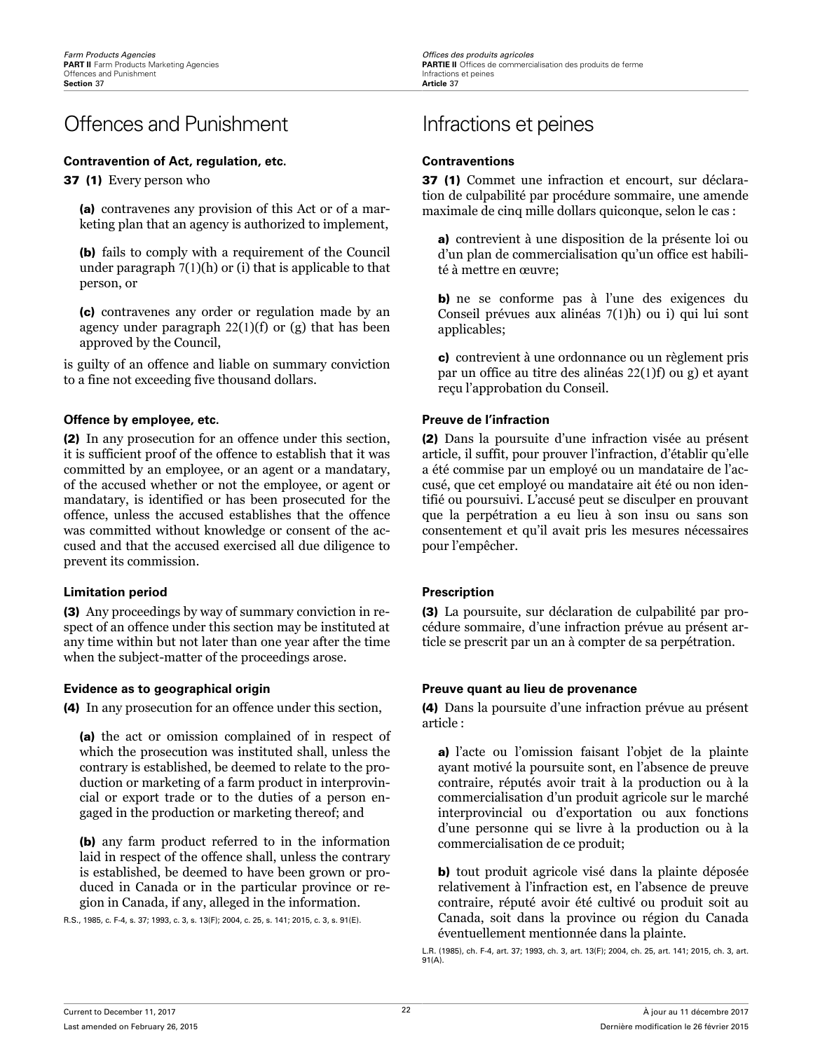# Offences and Punishment

### Contravention of Act, regulation, etc.

**37 (1)** Every person who

**(a)** contravenes any provision of this Act or of a marketing plan that an agency is authorized to implement,

**(b)** fails to comply with a requirement of the Council under paragraph 7(1)(h) or (i) that is applicable to that person, or

**(c)** contravenes any order or regulation made by an agency under paragraph 22(1)(f) or (g) that has been approved by the Council,

is guilty of an offence and liable on summary conviction to a fine not exceeding five thousand dollars.

### Offence by employee, etc.

**(2)** In any prosecution for an offence under this section, it is sufficient proof of the offence to establish that it was committed by an employee, or an agent or a mandatary, of the accused whether or not the employee, or agent or mandatary, is identified or has been prosecuted for the offence, unless the accused establishes that the offence was committed without knowledge or consent of the accused and that the accused exercised all due diligence to prevent its commission.

### Limitation period

**(3)** Any proceedings by way of summary conviction in respect of an offence under this section may be instituted at any time within but not later than one year after the time when the subject-matter of the proceedings arose.

### Evidence as to geographical origin

**(4)** In any prosecution for an offence under this section,

**(a)** the act or omission complained of in respect of which the prosecution was instituted shall, unless the contrary is established, be deemed to relate to the production or marketing of a farm product in interprovincial or export trade or to the duties of a person engaged in the production or marketing thereof; and

**(b)** any farm product referred to in the information laid in respect of the offence shall, unless the contrary is established, be deemed to have been grown or produced in Canada or in the particular province or region in Canada, if any, alleged in the information.

R.S., 1985, c. F-4, s. 37; 1993, c. 3, s. 13(F); 2004, c. 25, s. 141; 2015, c. 3, s. 91(E).

# Infractions et peines

### Contraventions

**37 (1)** Commet une infraction et encourt, sur déclaration de culpabilité par procédure sommaire, une amende maximale de cinq mille dollars quiconque, selon le cas :

**a)** contrevient à une disposition de la présente loi ou d'un plan de commercialisation qu'un office est habilité à mettre en œuvre;

**b)** ne se conforme pas à l'une des exigences du Conseil prévues aux alinéas 7(1)h) ou i) qui lui sont applicables;

**c)** contrevient à une ordonnance ou un règlement pris par un office au titre des alinéas 22(1)f) ou g) et ayant reçu l'approbation du Conseil.

### Preuve de l'infraction

**(2)** Dans la poursuite d'une infraction visée au présent article, il suffit, pour prouver l'infraction, d'établir qu'elle a été commise par un employé ou un mandataire de l'accusé, que cet employé ou mandataire ait été ou non identifié ou poursuivi. L'accusé peut se disculper en prouvant que la perpétration a eu lieu à son insu ou sans son consentement et qu'il avait pris les mesures nécessaires pour l'empêcher.

### Prescription

**(3)** La poursuite, sur déclaration de culpabilité par procédure sommaire, d'une infraction prévue au présent article se prescrit par un an à compter de sa perpétration.

### Preuve quant au lieu de provenance

**(4)** Dans la poursuite d'une infraction prévue au présent article :

**a)** l'acte ou l'omission faisant l'objet de la plainte ayant motivé la poursuite sont, en l'absence de preuve contraire, réputés avoir trait à la production ou à la commercialisation d'un produit agricole sur le marché interprovincial ou d'exportation ou aux fonctions d'une personne qui se livre à la production ou à la commercialisation de ce produit;

**b)** tout produit agricole visé dans la plainte déposée relativement à l'infraction est, en l'absence de preuve contraire, réputé avoir été cultivé ou produit soit au Canada, soit dans la province ou région du Canada éventuellement mentionnée dans la plainte.

L.R. (1985), ch. F-4, art. 37; 1993, ch. 3, art. 13(F); 2004, ch. 25, art. 141; 2015, ch. 3, art. 91(A).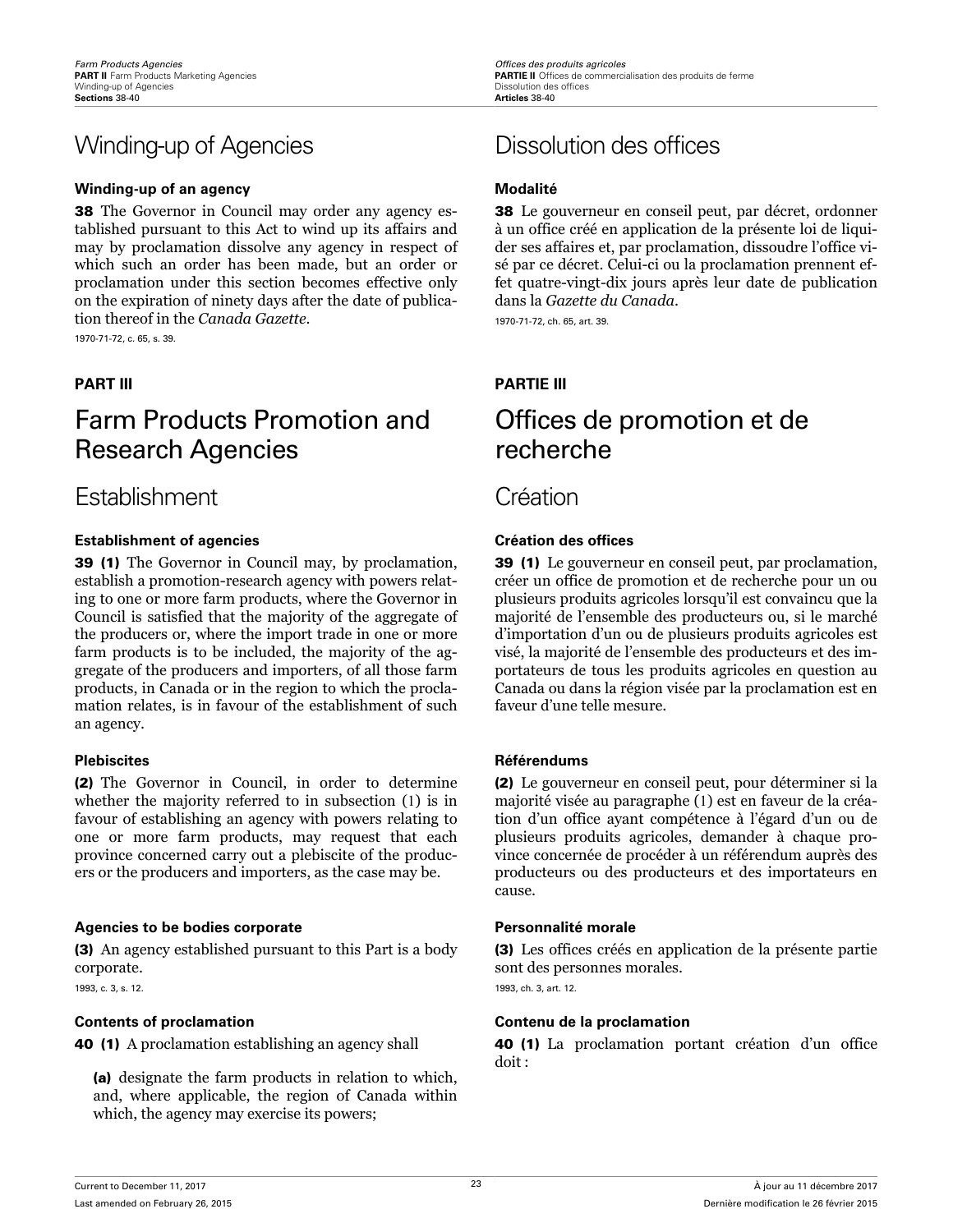## Winding-up of Agencies

**Winding-up of an agency**

**38** The Governor in Council may order any agency established pursuant to this Act to wind up its affairs and may by proclamation dissolve any agency in respect of which such an order has been made, but an order or proclamation under this section becomes effective only on the expiration of ninety days after the date of publication thereof in the *Canada Gazette*.

1970-71-72, c. 65, s. 39.

## Dissolution des offices

**Modalité**

**38** Le gouverneur en conseil peut, par décret, ordonner à un office créé en application de la présente loi de liquider ses affaires et, par proclamation, dissoudre l'office visé par ce décret. Celui-ci ou la proclamation prennent effet quatre-vingt-dix jours après leur date de publication dans la *Gazette du Canada*.

1970-71-72, ch. 65, art. 39.

**PART III**

# Farm Products Promotion and Research Agencies

## Establishment

**Establishment of agencies**

**39 (1)** The Governor in Council may, by proclamation, establish a promotion-research agency with powers relating to one or more farm products, where the Governor in Council is satisfied that the majority of the aggregate of the producers or, where the import trade in one or more farm products is to be included, the majority of the aggregate of the producers and importers, of all those farm products, in Canada or in the region to which the proclamation relates, is in favour of the establishment of such an agency.

**Plebiscites**

**(2)** The Governor in Council, in order to determine whether the majority referred to in subsection (1) is in favour of establishing an agency with powers relating to one or more farm products, may request that each province concerned carry out a plebiscite of the producers or the producers and importers, as the case may be.

**Agencies to be bodies corporate**

**(3)** An agency established pursuant to this Part is a body corporate.

1993, c. 3, s. 12.

**Contents of proclamation**

**40 (1)** A proclamation establishing an agency shall

**(a)** designate the farm products in relation to which, and, where applicable, the region of Canada within which, the agency may exercise its powers;

**PARTIE III**

# Offices de promotion et de recherche

## Création

**Création des offices**

**39 (1)** Le gouverneur en conseil peut, par proclamation, créer un office de promotion et de recherche pour un ou plusieurs produits agricoles lorsqu'il est convaincu que la majorité de l'ensemble des producteurs ou, si le marché d'importation d'un ou de plusieurs produits agricoles est visé, la majorité de l'ensemble des producteurs et des importateurs de tous les produits agricoles en question au Canada ou dans la région visée par la proclamation est en faveur d'une telle mesure.

**Référendums**

**(2)** Le gouverneur en conseil peut, pour déterminer si la majorité visée au paragraphe (1) est en faveur de la création d'un office ayant compétence à l'égard d'un ou de plusieurs produits agricoles, demander à chaque province concernée de procéder à un référendum auprès des producteurs ou des producteurs et des importateurs en cause.

**Personnalité morale**

**(3)** Les offices créés en application de la présente partie sont des personnes morales.

1993, ch. 3, art. 12.

**Contenu de la proclamation**

**40 (1)** La proclamation portant création d'un office doit :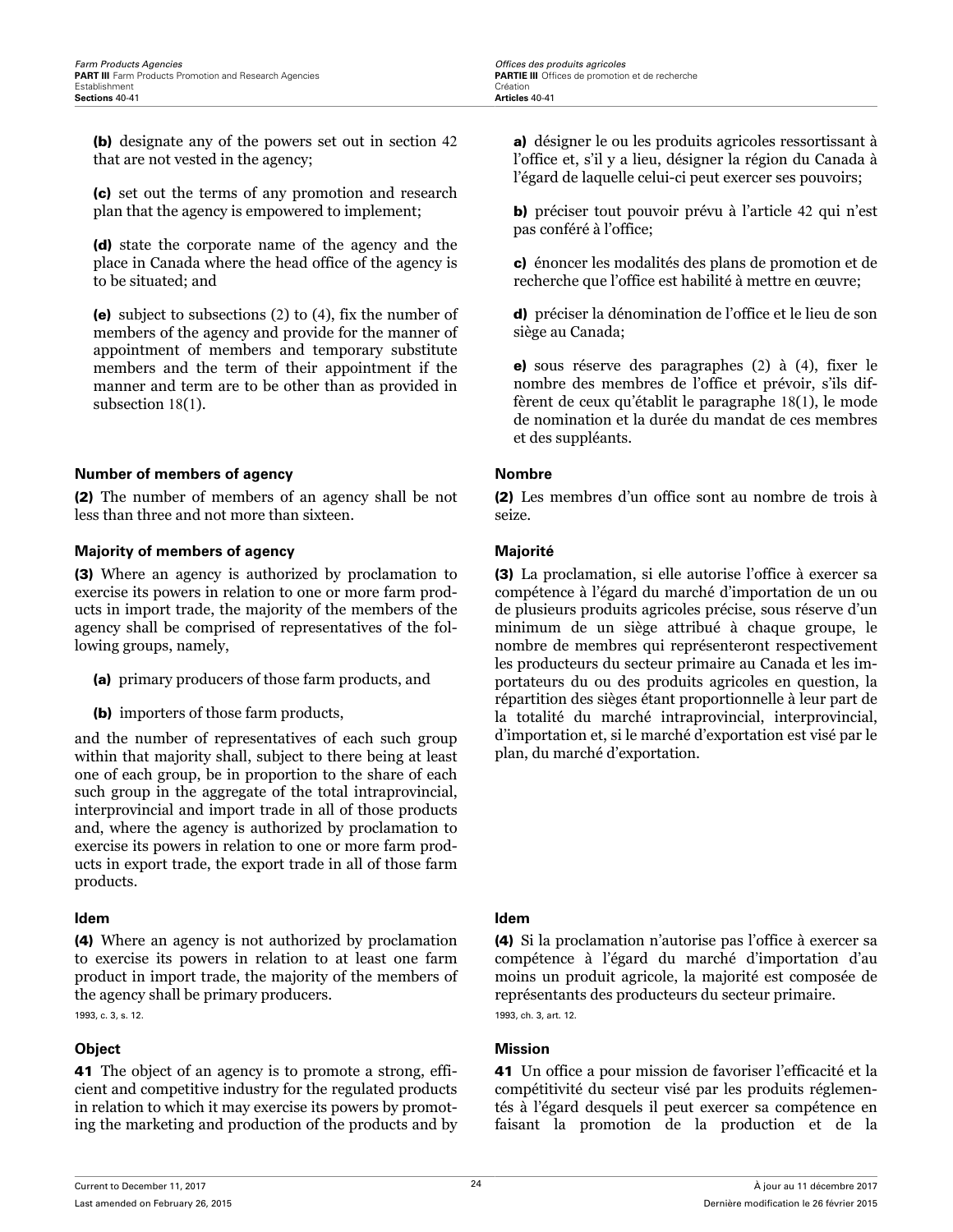(b) designate any of the powers set out in section 42 that are not vested in the agency;

(c) set out the terms of any promotion and research plan that the agency is empowered to implement;

(d) state the corporate name of the agency and the place in Canada where the head office of the agency is to be situated; and

(e) subject to subsections (2) to (4), fix the number of members of the agency and provide for the manner of appointment of members and temporary substitute members and the term of their appointment if the manner and term are to be other than as provided in subsection 18(1).

a) désigner le ou les produits agricoles ressortissant à l'office et, s'il y a lieu, désigner la région du Canada à l'égard de laquelle celui-ci peut exercer ses pouvoirs;

b) préciser tout pouvoir prévu à l'article 42 qui n'est pas conféré à l'office;

c) énoncer les modalités des plans de promotion et de recherche que l'office est habilité à mettre en œuvre;

d) préciser la dénomination de l'office et le lieu de son siège au Canada;

e) sous réserve des paragraphes (2) à (4), fixer le nombre des membres de l'office et prévoir, s'ils diffèrent de ceux qu'établit le paragraphe 18(1), le mode de nomination et la durée du mandat de ces membres et des suppléants.

#### Number of members of agency

(2) The number of members of an agency shall be not less than three and not more than sixteen.

#### Nombre

(2) Les membres d'un office sont au nombre de trois à seize.

#### Majority of members of agency

(3) Where an agency is authorized by proclamation to exercise its powers in relation to one or more farm products in import trade, the majority of the members of the agency shall be comprised of representatives of the following groups, namely,

- (a) primary producers of those farm products, and
- (b) importers of those farm products,

and the number of representatives of each such group within that majority shall, subject to there being at least one of each group, be in proportion to the share of each such group in the aggregate of the total intraprovincial, interprovincial and import trade in all of those products and, where the agency is authorized by proclamation to exercise its powers in relation to one or more farm products in export trade, the export trade in all of those farm products.

#### Majorité

(3) La proclamation, si elle autorise l'office à exercer sa compétence à l'égard du marché d'importation de un ou de plusieurs produits agricoles précise, sous réserve d'un minimum de un siège attribué à chaque groupe, le nombre de membres qui représenteront respectivement les producteurs du secteur primaire au Canada et les importateurs du ou des produits agricoles en question, la répartition des sièges étant proportionnelle à leur part de la totalité du marché intraprovincial, interprovincial, d'importation et, si le marché d'exportation est visé par le plan, du marché d'exportation.

#### Idem

(4) Where an agency is not authorized by proclamation to exercise its powers in relation to at least one farm product in import trade, the majority of the members of the agency shall be primary producers.

1993, c. 3, s. 12.

#### Idem

(4) Si la proclamation n'autorise pas l'office à exercer sa compétence à l'égard du marché d'importation d'au moins un produit agricole, la majorité est composée de représentants des producteurs du secteur primaire.

1993, ch. 3, art. 12.

#### Object

41 The object of an agency is to promote a strong, efficient and competitive industry for the regulated products in relation to which it may exercise its powers by promoting the marketing and production of the products and by

#### Mission

41 Un office a pour mission de favoriser l'efficacité et la compétitivité du secteur visé par les produits réglementés à l'égard desquels il peut exercer sa compétence en faisant la promotion de la production et de la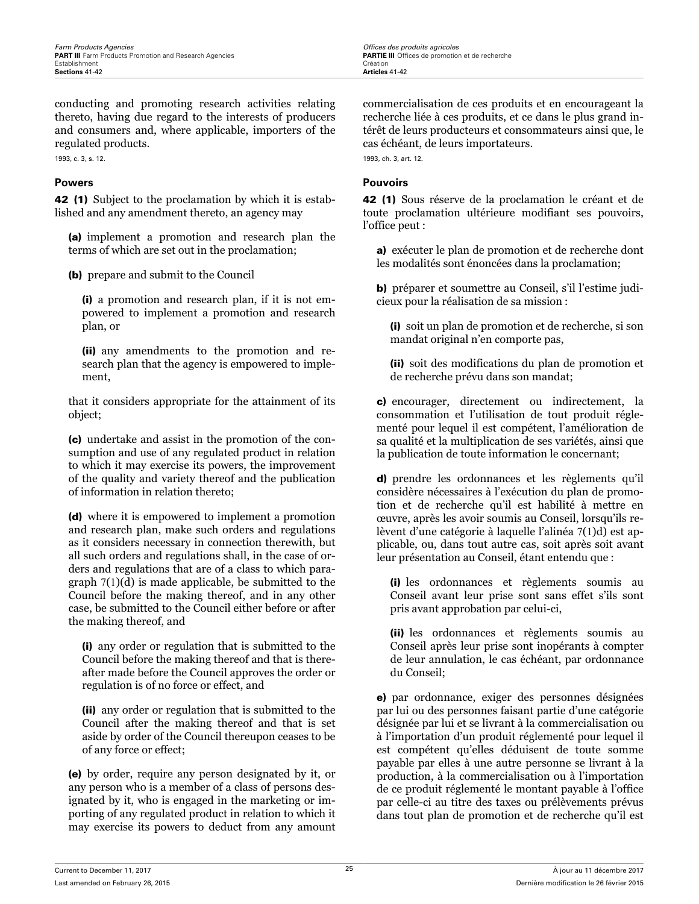conducting and promoting research activities relating thereto, having due regard to the interests of producers and consumers and, where applicable, importers of the regulated products.

1993, c. 3, s. 12.

### Powers

**42 (1)** Subject to the proclamation by which it is established and any amendment thereto, an agency may

**(a)** implement a promotion and research plan the terms of which are set out in the proclamation;

**(b)** prepare and submit to the Council

**(i)** a promotion and research plan, if it is not empowered to implement a promotion and research plan, or

**(ii)** any amendments to the promotion and research plan that the agency is empowered to implement,

that it considers appropriate for the attainment of its object;

**(c)** undertake and assist in the promotion of the consumption and use of any regulated product in relation to which it may exercise its powers, the improvement of the quality and variety thereof and the publication of information in relation thereto;

**(d)** where it is empowered to implement a promotion and research plan, make such orders and regulations as it considers necessary in connection therewith, but all such orders and regulations shall, in the case of orders and regulations that are of a class to which paragraph 7(1)(d) is made applicable, be submitted to the Council before the making thereof, and in any other case, be submitted to the Council either before or after the making thereof, and

**(i)** any order or regulation that is submitted to the Council before the making thereof and that is thereafter made before the Council approves the order or regulation is of no force or effect, and

**(ii)** any order or regulation that is submitted to the Council after the making thereof and that is set aside by order of the Council thereupon ceases to be of any force or effect;

**(e)** by order, require any person designated by it, or any person who is a member of a class of persons designated by it, who is engaged in the marketing or importing of any regulated product in relation to which it may exercise its powers to deduct from any amount

commercialisation de ces produits et en encourageant la recherche liée à ces produits, et ce dans le plus grand intérêt de leurs producteurs et consommateurs ainsi que, le cas échéant, de leurs importateurs.

1993, ch. 3, art. 12.

### Pouvoirs

**42 (1)** Sous réserve de la proclamation le créant et de toute proclamation ultérieure modifiant ses pouvoirs, l'office peut :

**a)** exécuter le plan de promotion et de recherche dont les modalités sont énoncées dans la proclamation;

**b)** préparer et soumettre au Conseil, s'il l'estime judicieux pour la réalisation de sa mission :

**(i)** soit un plan de promotion et de recherche, si son mandat original n'en comporte pas,

**(ii)** soit des modifications du plan de promotion et de recherche prévu dans son mandat;

**c)** encourager, directement ou indirectement, la consommation et l'utilisation de tout produit réglementé pour lequel il est compétent, l'amélioration de sa qualité et la multiplication de ses variétés, ainsi que la publication de toute information le concernant;

**d)** prendre les ordonnances et les règlements qu'il considère nécessaires à l'exécution du plan de promotion et de recherche qu'il est habilité à mettre en œuvre, après les avoir soumis au Conseil, lorsqu'ils relèvent d'une catégorie à laquelle l'alinéa 7(1)d) est applicable, ou, dans tout autre cas, soit après soit avant leur présentation au Conseil, étant entendu que :

**(i)** les ordonnances et règlements soumis au Conseil avant leur prise sont sans effet s'ils sont pris avant approbation par celui-ci,

**(ii)** les ordonnances et règlements soumis au Conseil après leur prise sont inopérants à compter de leur annulation, le cas échéant, par ordonnance du Conseil;

**e)** par ordonnance, exiger des personnes désignées par lui ou des personnes faisant partie d'une catégorie désignée par lui et se livrant à la commercialisation ou à l'importation d'un produit réglementé pour lequel il est compétent qu'elles déduisent de toute somme payable par elles à une autre personne se livrant à la production, à la commercialisation ou à l'importation de ce produit réglementé le montant payable à l'office par celle-ci au titre des taxes ou prélèvements prévus dans tout plan de promotion et de recherche qu'il est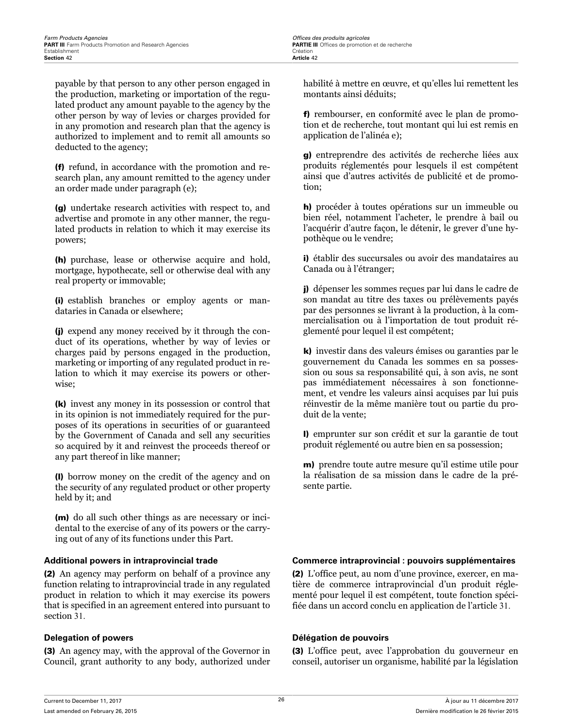payable by that person to any other person engaged in the production, marketing or importation of the regulated product any amount payable to the agency by the other person by way of levies or charges provided for in any promotion and research plan that the agency is authorized to implement and to remit all amounts so deducted to the agency;

**(f)** refund, in accordance with the promotion and research plan, any amount remitted to the agency under an order made under paragraph (e);

**(g)** undertake research activities with respect to, and advertise and promote in any other manner, the regulated products in relation to which it may exercise its powers;

**(h)** purchase, lease or otherwise acquire and hold, mortgage, hypothecate, sell or otherwise deal with any real property or immovable;

**(i)** establish branches or employ agents or mandataries in Canada or elsewhere;

**(j)** expend any money received by it through the conduct of its operations, whether by way of levies or charges paid by persons engaged in the production, marketing or importing of any regulated product in relation to which it may exercise its powers or otherwise;

**(k)** invest any money in its possession or control that in its opinion is not immediately required for the purposes of its operations in securities of or guaranteed by the Government of Canada and sell any securities so acquired by it and reinvest the proceeds thereof or any part thereof in like manner;

**(l)** borrow money on the credit of the agency and on the security of any regulated product or other property held by it; and

**(m)** do all such other things as are necessary or incidental to the exercise of any of its powers or the carrying out of any of its functions under this Part.

habilité à mettre en œuvre, et qu'elles lui remettent les montants ainsi déduits;

**f)** rembourser, en conformité avec le plan de promotion et de recherche, tout montant qui lui est remis en application de l'alinéa e);

**g)** entreprendre des activités de recherche liées aux produits réglementés pour lesquels il est compétent ainsi que d'autres activités de publicité et de promotion;

**h)** procéder à toutes opérations sur un immeuble ou bien réel, notamment l'acheter, le prendre à bail ou l'acquérir d'autre façon, le détenir, le grever d'une hypothèque ou le vendre;

**i)** établir des succursales ou avoir des mandataires au Canada ou à l'étranger;

**j)** dépenser les sommes reçues par lui dans le cadre de son mandat au titre des taxes ou prélèvements payés par des personnes se livrant à la production, à la commercialisation ou à l'importation de tout produit réglementé pour lequel il est compétent;

**k)** investir dans des valeurs émises ou garanties par le gouvernement du Canada les sommes en sa possession ou sous sa responsabilité qui, à son avis, ne sont pas immédiatement nécessaires à son fonctionnement, et vendre les valeurs ainsi acquises par lui puis réinvestir de la même manière tout ou partie du produit de la vente;

**l)** emprunter sur son crédit et sur la garantie de tout produit réglementé ou autre bien en sa possession;

**m)** prendre toute autre mesure qu'il estime utile pour la réalisation de sa mission dans le cadre de la présente partie.

#### Additional powers in intraprovincial trade

**(2)** An agency may perform on behalf of a province any function relating to intraprovincial trade in any regulated product in relation to which it may exercise its powers that is specified in an agreement entered into pursuant to section 31.

#### Commerce intraprovincial : pouvoirs supplémentaires

**(2)** L'office peut, au nom d'une province, exercer, en matière de commerce intraprovincial d'un produit réglementé pour lequel il est compétent, toute fonction spécifiée dans un accord conclu en application de l'article 31.

#### Delegation of powers

**(3)** An agency may, with the approval of the Governor in Council, grant authority to any body, authorized under

#### Délégation de pouvoirs

**(3)** L'office peut, avec l'approbation du gouverneur en conseil, autoriser un organisme, habilité par la législation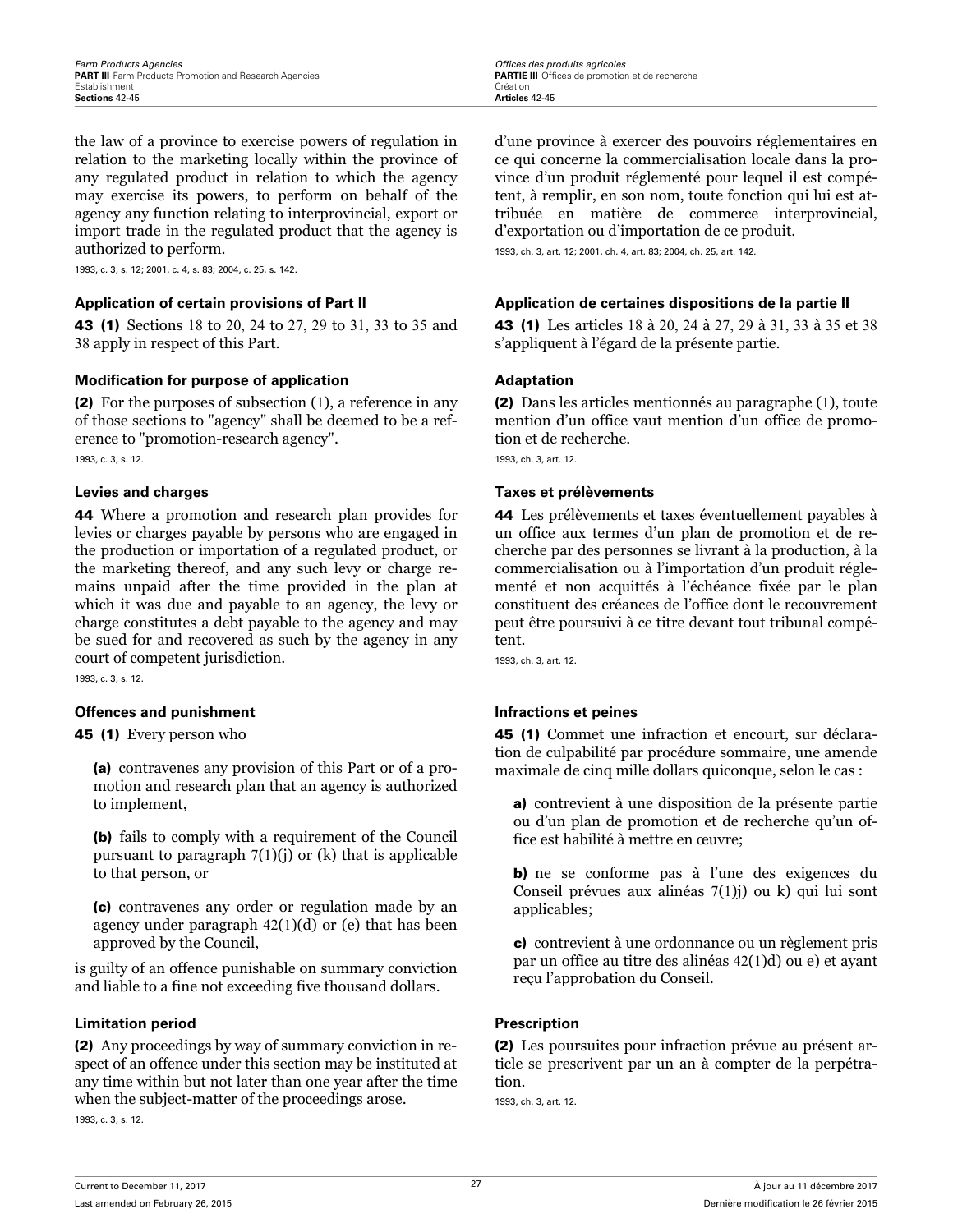the law of a province to exercise powers of regulation in relation to the marketing locally within the province of any regulated product in relation to which the agency may exercise its powers, to perform on behalf of the agency any function relating to interprovincial, export or import trade in the regulated product that the agency is authorized to perform.

1993, c. 3, s. 12; 2001, c. 4, s. 83; 2004, c. 25, s. 142.

d'une province à exercer des pouvoirs réglementaires en ce qui concerne la commercialisation locale dans la province d'un produit réglementé pour lequel il est compétent, à remplir, en son nom, toute fonction qui lui est attribuée en matière de commerce interprovincial, d'exportation ou d'importation de ce produit.

1993, ch. 3, art. 12; 2001, ch. 4, art. 83; 2004, ch. 25, art. 142.

#### Application of certain provisions of Part II

**43 (1)** Sections 18 to 20, 24 to 27, 29 to 31, 33 to 35 and 38 apply in respect of this Part.

#### Application de certaines dispositions de la partie II

**43 (1)** Les articles 18 à 20, 24 à 27, 29 à 31, 33 à 35 et 38 s'appliquent à l'égard de la présente partie.

#### Modification for purpose of application

**(2)** For the purposes of subsection (1), a reference in any of those sections to "agency" shall be deemed to be a reference to "promotion-research agency".

1993, c. 3, s. 12.

#### Adaptation

**(2)** Dans les articles mentionnés au paragraphe (1), toute mention d'un office vaut mention d'un office de promotion et de recherche.

1993, ch. 3, art. 12.

#### Levies and charges

**44** Where a promotion and research plan provides for levies or charges payable by persons who are engaged in the production or importation of a regulated product, or the marketing thereof, and any such levy or charge remains unpaid after the time provided in the plan at which it was due and payable to an agency, the levy or charge constitutes a debt payable to the agency and may be sued for and recovered as such by the agency in any court of competent jurisdiction.

1993, c. 3, s. 12.

#### Taxes et prélèvements

**44** Les prélèvements et taxes éventuellement payables à un office aux termes d'un plan de promotion et de recherche par des personnes se livrant à la production, à la commercialisation ou à l'importation d'un produit réglementé et non acquittés à l'échéance fixée par le plan constituent des créances de l'office dont le recouvrement peut être poursuivi à ce titre devant tout tribunal compétent.

1993, ch. 3, art. 12.

#### Offences and punishment

**45 (1)** Every person who

**(a)** contravenes any provision of this Part or of a promotion and research plan that an agency is authorized to implement,

**(b)** fails to comply with a requirement of the Council pursuant to paragraph 7(1)(j) or (k) that is applicable to that person, or

**(c)** contravenes any order or regulation made by an agency under paragraph 42(1)(d) or (e) that has been approved by the Council,

is guilty of an offence punishable on summary conviction and liable to a fine not exceeding five thousand dollars.

#### Infractions et peines

**45 (1)** Commet une infraction et encourt, sur déclaration de culpabilité par procédure sommaire, une amende maximale de cinq mille dollars quiconque, selon le cas :

**a)** contrevient à une disposition de la présente partie ou d'un plan de promotion et de recherche qu'un office est habilité à mettre en œuvre;

**b)** ne se conforme pas à l'une des exigences du Conseil prévues aux alinéas 7(1)j) ou k) qui lui sont applicables;

**c)** contrevient à une ordonnance ou un règlement pris par un office au titre des alinéas 42(1)d) ou e) et ayant reçu l'approbation du Conseil.

#### Limitation period

**(2)** Any proceedings by way of summary conviction in respect of an offence under this section may be instituted at any time within but not later than one year after the time when the subject-matter of the proceedings arose.

1993, c. 3, s. 12.

#### Prescription

**(2)** Les poursuites pour infraction prévue au présent article se prescrivent par un an à compter de la perpétration.

1993, ch. 3, art. 12.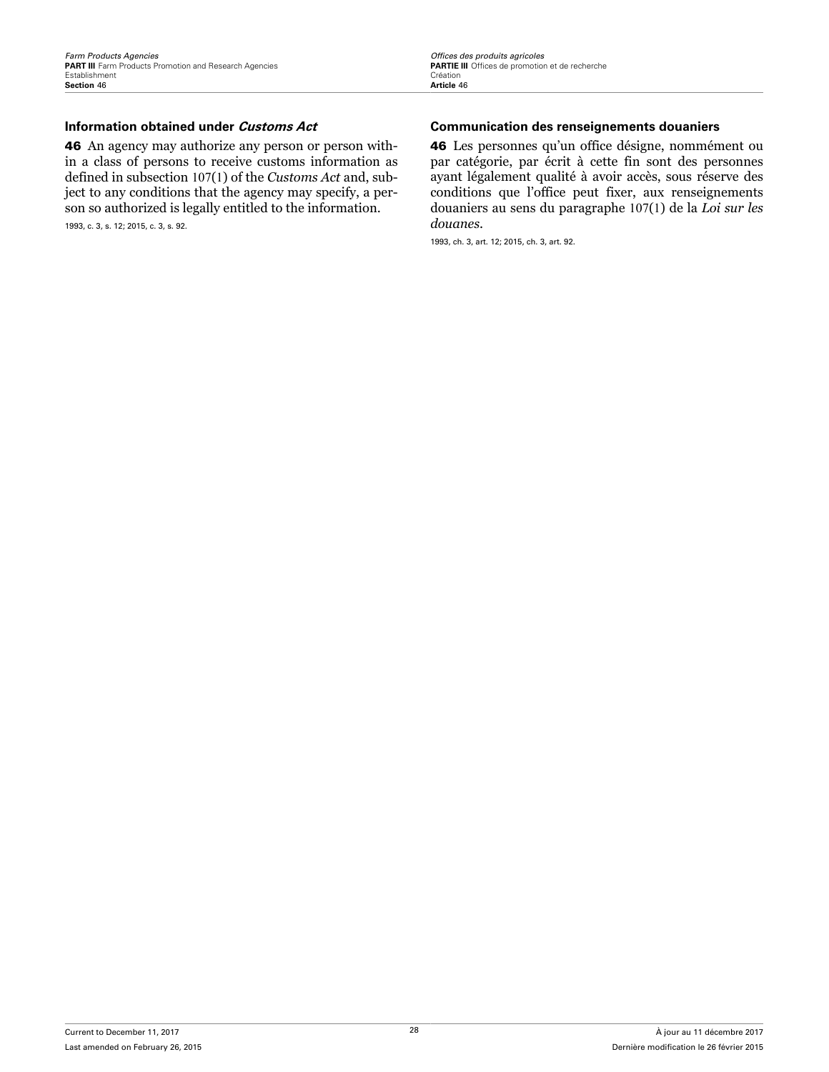### Information obtained under *Customs Act*

**46** An agency may authorize any person or person within a class of persons to receive customs information as defined in subsection 107(1) of the *Customs Act* and, subject to any conditions that the agency may specify, a person so authorized is legally entitled to the information.

1993, c. 3, s. 12; 2015, c. 3, s. 92.

### Communication des renseignements douaniers

**46** Les personnes qu'un office désigne, nommément ou par catégorie, par écrit à cette fin sont des personnes ayant légalement qualité à avoir accès, sous réserve des conditions que l'office peut fixer, aux renseignements douaniers au sens du paragraphe 107(1) de la *Loi sur les douanes*.

1993, ch. 3, art. 12; 2015, ch. 3, art. 92.